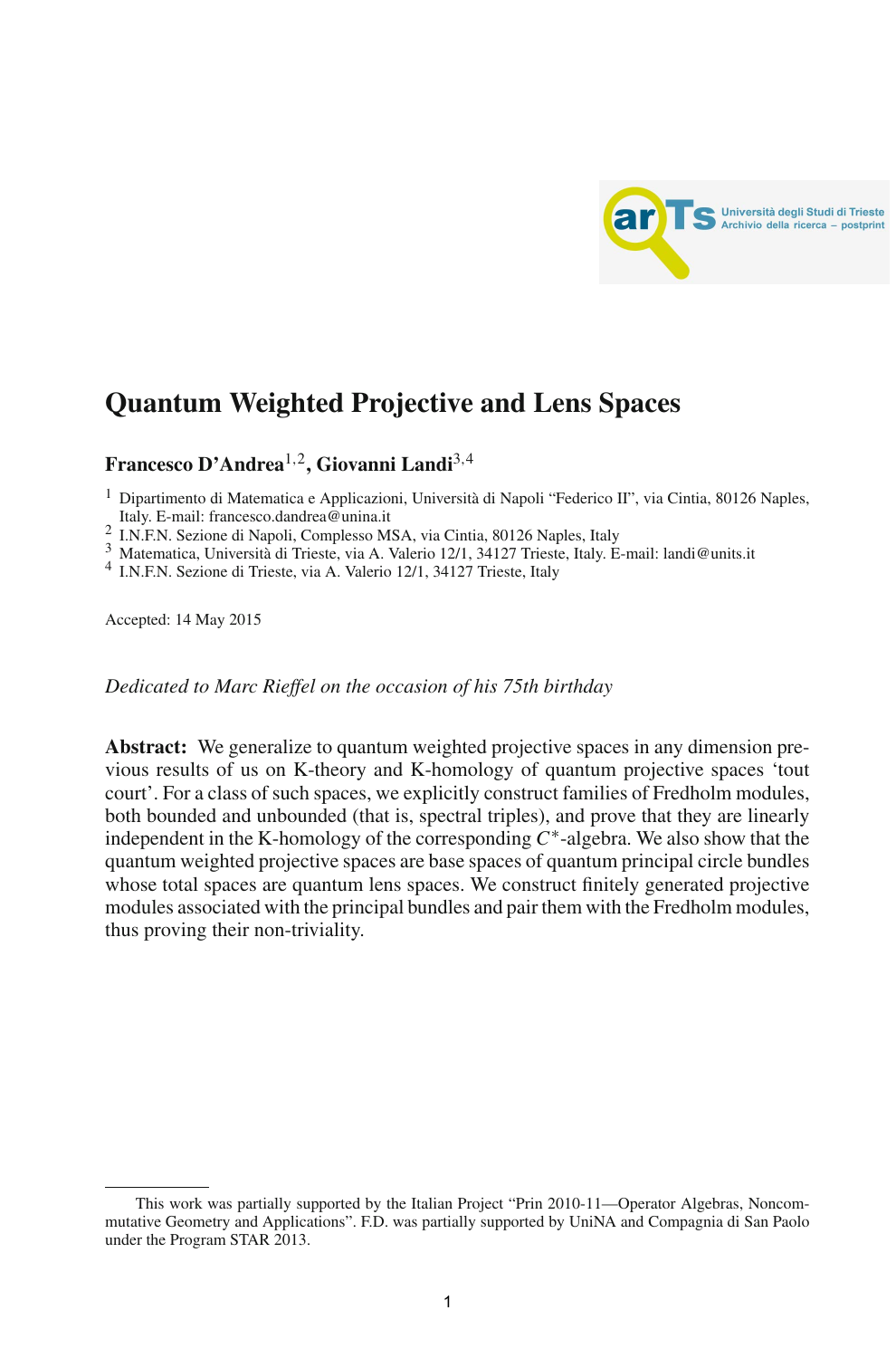# Quantum Weighted Projective and Lens Spaces

**Francesco D'Andrea**[1,2], **Giovanni Landi**[3,4]

[1] Dipartimento di Matematica e Applicazioni, Università di Napoli "Federico II", via Cintia, 80126 Naples, Italy. E-mail: francesco.dandrea@unina.it

[2] I.N.F.N. Sezione di Napoli, Complesso MSA, via Cintia, 80126 Naples, Italy

[3] Matematica, Università di Trieste, via A. Valerio 12/1, 34127 Trieste, Italy. E-mail: landi@units.it

[4] I.N.F.N. Sezione di Trieste, via A. Valerio 12/1, 34127 Trieste, Italy

Accepted: 14 May 2015

*Dedicated to Marc Rieffel on the occasion of his 75th birthday*

**Abstract:** We generalize to quantum weighted projective spaces in any dimension previous results of us on K-theory and K-homology of quantum projective spaces 'tout court'. For a class of such spaces, we explicitly construct families of Fredholm modules, both bounded and unbounded (that is, spectral triples), and prove that they are linearly independent in the K-homology of the corresponding $C^*$-algebra. We also show that the quantum weighted projective spaces are base spaces of quantum principal circle bundles whose total spaces are quantum lens spaces. We construct finitely generated projective modules associated with the principal bundles and pair them with the Fredholm modules, thus proving their non-triviality.

---

This work was partially supported by the Italian Project "Prin 2010-11—Operator Algebras, Noncommutative Geometry and Applications". F.D. was partially supported by UniNA and Compagnia di San Paolo under the Program STAR 2013.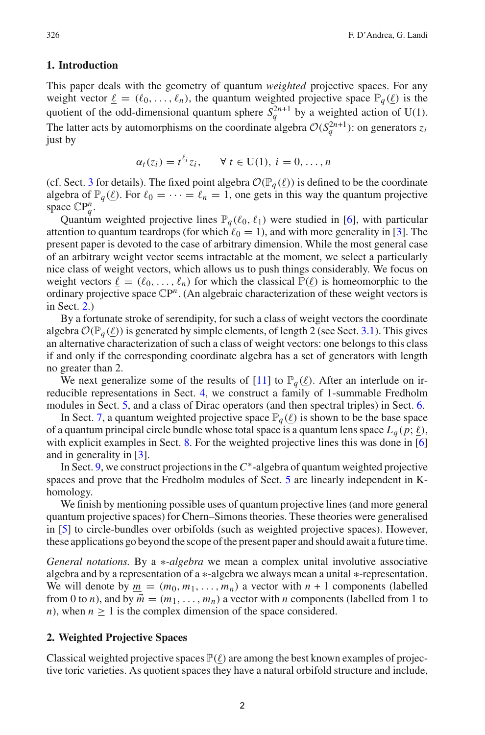## 1. Introduction

This paper deals with the geometry of quantum *weighted* projective spaces. For any weight vector $\underline{\ell} = (\ell_0, \ldots, \ell_n)$, the quantum weighted projective space $\mathbb{P}_q(\underline{\ell})$ is the quotient of the odd-dimensional quantum sphere $S_q^{2n+1}$ by a weighted action of U(1). The latter acts by automorphisms on the coordinate algebra $\mathcal{O}(S_q^{2n+1})$: on generators $z_i$ just by

$$\alpha_t(z_i) = t^{\ell_i} z_i, \qquad \forall\, t \in \mathrm{U}(1),\ i = 0, \ldots, n$$

(cf. Sect. 3 for details). The fixed point algebra $\mathcal{O}(\mathbb{P}_q(\underline{\ell}))$ is defined to be the coordinate algebra of $\mathbb{P}_q(\underline{\ell})$. For $\ell_0 = \cdots = \ell_n = 1$, one gets in this way the quantum projective space $\mathbb{C}\mathrm{P}^n_q$.

Quantum weighted projective lines $\mathbb{P}_q(\ell_0, \ell_1)$ were studied in [6], with particular attention to quantum teardrops (for which $\ell_0 = 1$), and with more generality in [3]. The present paper is devoted to the case of arbitrary dimension. While the most general case of an arbitrary weight vector seems intractable at the moment, we select a particularly nice class of weight vectors, which allows us to push things considerably. We focus on weight vectors $\underline{\ell} = (\ell_0, \ldots, \ell_n)$ for which the classical $\mathbb{P}(\underline{\ell})$ is homeomorphic to the ordinary projective space $\mathbb{C}\mathrm{P}^n$. (An algebraic characterization of these weight vectors is in Sect. 2.)

By a fortunate stroke of serendipity, for such a class of weight vectors the coordinate algebra $\mathcal{O}(\mathbb{P}_q(\underline{\ell}))$ is generated by simple elements, of length 2 (see Sect. 3.1). This gives an alternative characterization of such a class of weight vectors: one belongs to this class if and only if the corresponding coordinate algebra has a set of generators with length no greater than 2.

We next generalize some of the results of [11] to $\mathbb{P}_q(\underline{\ell})$. After an interlude on irreducible representations in Sect. 4, we construct a family of 1-summable Fredholm modules in Sect. 5, and a class of Dirac operators (and then spectral triples) in Sect. 6.

In Sect. 7, a quantum weighted projective space $\mathbb{P}_q(\underline{\ell})$ is shown to be the base space of a quantum principal circle bundle whose total space is a quantum lens space $L_q(p; \underline{\ell})$, with explicit examples in Sect. 8. For the weighted projective lines this was done in [6] and in generality in [3].

In Sect. 9, we construct projections in the $C^*$-algebra of quantum weighted projective spaces and prove that the Fredholm modules of Sect. 5 are linearly independent in K-homology.

We finish by mentioning possible uses of quantum projective lines (and more general quantum projective spaces) for Chern–Simons theories. These theories were generalised in [5] to circle-bundles over orbifolds (such as weighted projective spaces). However, these applications go beyond the scope of the present paper and should await a future time.

*General notations.* By a $*$-*algebra* we mean a complex unital involutive associative algebra and by a representation of a $*$-algebra we always mean a unital $*$-representation. We will denote by $\underline{m} = (m_0, m_1, \ldots, m_n)$ a vector with $n + 1$ components (labelled from 0 to $n$), and by $\vec{m} = (m_1, \ldots, m_n)$ a vector with $n$ components (labelled from 1 to $n$), when $n \geq 1$ is the complex dimension of the space considered.

## 2. Weighted Projective Spaces

Classical weighted projective spaces $\mathbb{P}(\underline{\ell})$ are among the best known examples of projective toric varieties. As quotient spaces they have a natural orbifold structure and include,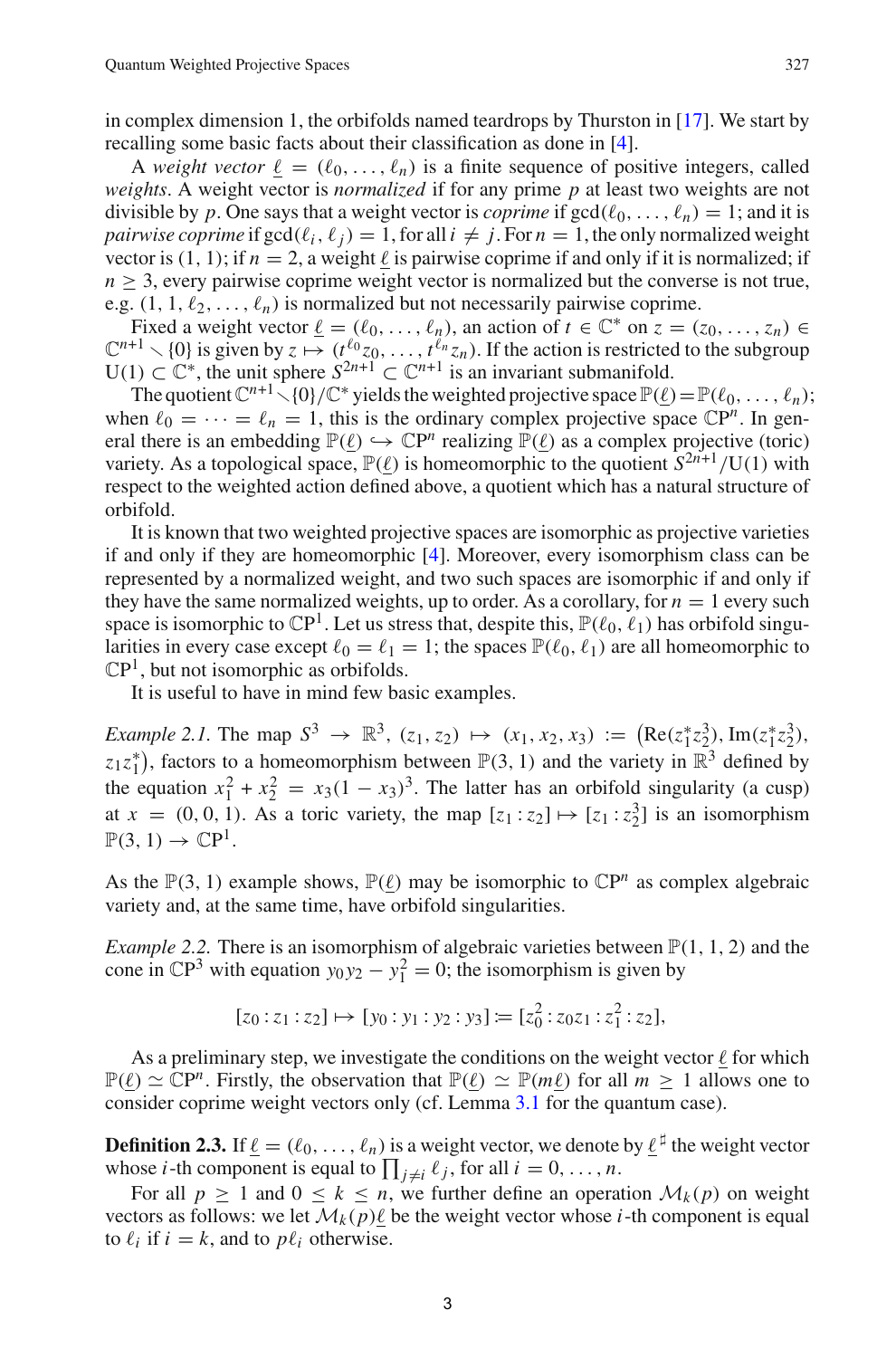in complex dimension 1, the orbifolds named teardrops by Thurston in [17]. We start by recalling some basic facts about their classification as done in [4].

A *weight vector* $\underline{\ell} = (\ell_0, \dots, \ell_n)$ is a finite sequence of positive integers, called *weights*. A weight vector is *normalized* if for any prime $p$ at least two weights are not divisible by $p$. One says that a weight vector is *coprime* if $\gcd(\ell_0, \dots, \ell_n) = 1$; and it is *pairwise coprime* if $\gcd(\ell_i, \ell_j) = 1$, for all $i \neq j$. For $n = 1$, the only normalized weight vector is $(1, 1)$; if $n = 2$, a weight $\underline{\ell}$ is pairwise coprime if and only if it is normalized; if $n \geq 3$, every pairwise coprime weight vector is normalized but the converse is not true, e.g. $(1, 1, \ell_2, \dots, \ell_n)$ is normalized but not necessarily pairwise coprime.

Fixed a weight vector $\underline{\ell} = (\ell_0, \dots, \ell_n)$, an action of $t \in \mathbb{C}^*$ on $z = (z_0, \dots, z_n) \in \mathbb{C}^{n+1} \smallsetminus \{0\}$ is given by $z \mapsto (t^{\ell_0} z_0, \dots, t^{\ell_n} z_n)$. If the action is restricted to the subgroup $\mathrm{U}(1) \subset \mathbb{C}^*$, the unit sphere $S^{2n+1} \subset \mathbb{C}^{n+1}$ is an invariant submanifold.

The quotient $\mathbb{C}^{n+1} \smallsetminus \{0\}/\mathbb{C}^*$ yields the weighted projective space $\mathbb{P}(\underline{\ell}) = \mathbb{P}(\ell_0, \dots, \ell_n)$; when $\ell_0 = \dots = \ell_n = 1$, this is the ordinary complex projective space $\mathbb{C}\mathrm{P}^n$. In general there is an embedding $\mathbb{P}(\underline{\ell}) \hookrightarrow \mathbb{C}\mathrm{P}^n$ realizing $\mathbb{P}(\underline{\ell})$ as a complex projective (toric) variety. As a topological space, $\mathbb{P}(\underline{\ell})$ is homeomorphic to the quotient $S^{2n+1}/\mathrm{U}(1)$ with respect to the weighted action defined above, a quotient which has a natural structure of orbifold.

It is known that two weighted projective spaces are isomorphic as projective varieties if and only if they are homeomorphic [4]. Moreover, every isomorphism class can be represented by a normalized weight, and two such spaces are isomorphic if and only if they have the same normalized weights, up to order. As a corollary, for $n = 1$ every such space is isomorphic to $\mathbb{C}\mathrm{P}^1$. Let us stress that, despite this, $\mathbb{P}(\ell_0, \ell_1)$ has orbifold singularities in every case except $\ell_0 = \ell_1 = 1$; the spaces $\mathbb{P}(\ell_0, \ell_1)$ are all homeomorphic to $\mathbb{C}\mathrm{P}^1$, but not isomorphic as orbifolds.

It is useful to have in mind few basic examples.

*Example 2.1.* The map $S^3 \to \mathbb{R}^3$, $(z_1, z_2) \mapsto (x_1, x_2, x_3) := \big(\mathrm{Re}(z_1^* z_2^3), \mathrm{Im}(z_1^* z_2^3), z_1 z_1^*\big)$, factors to a homeomorphism between $\mathbb{P}(3, 1)$ and the variety in $\mathbb{R}^3$ defined by the equation $x_1^2 + x_2^2 = x_3(1 - x_3)^3$. The latter has an orbifold singularity (a cusp) at $x = (0, 0, 1)$. As a toric variety, the map $[z_1 : z_2] \mapsto [z_1 : z_2^3]$ is an isomorphism $\mathbb{P}(3, 1) \to \mathbb{C}\mathrm{P}^1$.

As the $\mathbb{P}(3, 1)$ example shows, $\mathbb{P}(\underline{\ell})$ may be isomorphic to $\mathbb{C}\mathrm{P}^n$ as complex algebraic variety and, at the same time, have orbifold singularities.

*Example 2.2.* There is an isomorphism of algebraic varieties between $\mathbb{P}(1, 1, 2)$ and the cone in $\mathbb{C}\mathrm{P}^3$ with equation $y_0 y_2 - y_1^2 = 0$; the isomorphism is given by

$$[z_0 : z_1 : z_2] \mapsto [y_0 : y_1 : y_2 : y_3] := [z_0^2 : z_0 z_1 : z_1^2 : z_2],$$

As a preliminary step, we investigate the conditions on the weight vector $\underline{\ell}$ for which $\mathbb{P}(\underline{\ell}) \simeq \mathbb{C}\mathrm{P}^n$. Firstly, the observation that $\mathbb{P}(\underline{\ell}) \simeq \mathbb{P}(m\underline{\ell})$ for all $m \geq 1$ allows one to consider coprime weight vectors only (cf. Lemma 3.1 for the quantum case).

**Definition 2.3.** If $\underline{\ell} = (\ell_0, \dots, \ell_n)$ is a weight vector, we denote by $\underline{\ell}^\sharp$ the weight vector whose $i$-th component is equal to $\prod_{j \neq i} \ell_j$, for all $i = 0, \dots, n$.

For all $p \geq 1$ and $0 \leq k \leq n$, we further define an operation $\mathcal{M}_k(p)$ on weight vectors as follows: we let $\mathcal{M}_k(p)\underline{\ell}$ be the weight vector whose $i$-th component is equal to $\ell_i$ if $i = k$, and to $p\ell_i$ otherwise.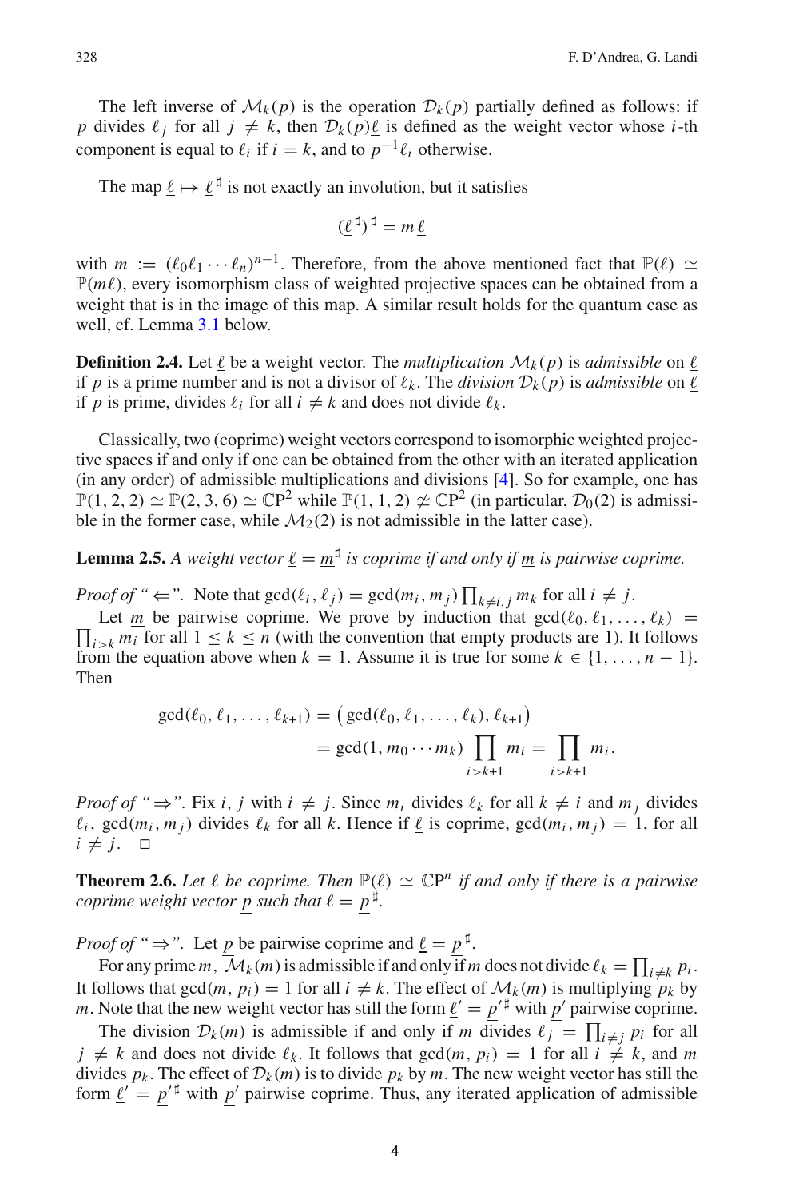The left inverse of $\mathcal{M}_k(p)$ is the operation $\mathcal{D}_k(p)$ partially defined as follows: if $p$ divides $\ell_j$ for all $j \neq k$, then $\mathcal{D}_k(p)\underline{\ell}$ is defined as the weight vector whose $i$-th component is equal to $\ell_i$ if $i = k$, and to $p^{-1}\ell_i$ otherwise.

The map $\underline{\ell} \mapsto \underline{\ell}^\sharp$ is not exactly an involution, but it satisfies

$$(\underline{\ell}^\sharp)^\sharp = m\,\underline{\ell}$$

with $m := (\ell_0\ell_1\cdots\ell_n)^{n-1}$. Therefore, from the above mentioned fact that $\mathbb{P}(\underline{\ell}) \simeq \mathbb{P}(m\underline{\ell})$, every isomorphism class of weighted projective spaces can be obtained from a weight that is in the image of this map. A similar result holds for the quantum case as well, cf. Lemma 3.1 below.

**Definition 2.4.** Let $\underline{\ell}$ be a weight vector. The *multiplication* $\mathcal{M}_k(p)$ is *admissible* on $\underline{\ell}$ if $p$ is a prime number and is not a divisor of $\ell_k$. The *division* $\mathcal{D}_k(p)$ is *admissible* on $\underline{\ell}$ if $p$ is prime, divides $\ell_i$ for all $i \neq k$ and does not divide $\ell_k$.

Classically, two (coprime) weight vectors correspond to isomorphic weighted projective spaces if and only if one can be obtained from the other with an iterated application (in any order) of admissible multiplications and divisions [4]. So for example, one has $\mathbb{P}(1,2,2) \simeq \mathbb{P}(2,3,6) \simeq \mathbb{C}\mathrm{P}^2$ while $\mathbb{P}(1,1,2) \not\simeq \mathbb{C}\mathrm{P}^2$ (in particular, $\mathcal{D}_0(2)$ is admissible in the former case, while $\mathcal{M}_2(2)$ is not admissible in the latter case).

**Lemma 2.5.** *A weight vector $\underline{\ell} = \underline{m}^\sharp$ is coprime if and only if $\underline{m}$ is pairwise coprime.*

*Proof of "$\Leftarrow$".* Note that $\gcd(\ell_i, \ell_j) = \gcd(m_i, m_j)\prod_{k\neq i,j} m_k$ for all $i \neq j$.

Let $\underline{m}$ be pairwise coprime. We prove by induction that $\gcd(\ell_0, \ell_1, \ldots, \ell_k) = \prod_{i>k} m_i$ for all $1 \leq k \leq n$ (with the convention that empty products are 1). It follows from the equation above when $k = 1$. Assume it is true for some $k \in \{1, \ldots, n-1\}$. Then

$$\begin{aligned}\gcd(\ell_0, \ell_1, \ldots, \ell_{k+1}) &= \big(\gcd(\ell_0, \ell_1, \ldots, \ell_k), \ell_{k+1}\big) \\ &= \gcd(1, m_0\cdots m_k)\prod_{i>k+1} m_i = \prod_{i>k+1} m_i.\end{aligned}$$

*Proof of "$\Rightarrow$".* Fix $i, j$ with $i \neq j$. Since $m_i$ divides $\ell_k$ for all $k \neq i$ and $m_j$ divides $\ell_i$, $\gcd(m_i, m_j)$ divides $\ell_k$ for all $k$. Hence if $\underline{\ell}$ is coprime, $\gcd(m_i, m_j) = 1$, for all $i \neq j$. $\square$

**Theorem 2.6.** *Let $\underline{\ell}$ be coprime. Then $\mathbb{P}(\underline{\ell}) \simeq \mathbb{C}\mathrm{P}^n$ if and only if there is a pairwise coprime weight vector $\underline{p}$ such that $\underline{\ell} = \underline{p}^\sharp$.*

*Proof of "$\Rightarrow$".* Let $\underline{p}$ be pairwise coprime and $\underline{\ell} = \underline{p}^\sharp$.

For any prime $m$, $\mathcal{M}_k(m)$ is admissible if and only if $m$ does not divide $\ell_k = \prod_{i\neq k} p_i$. It follows that $\gcd(m, p_i) = 1$ for all $i \neq k$. The effect of $\mathcal{M}_k(m)$ is multiplying $p_k$ by $m$. Note that the new weight vector has still the form $\underline{\ell}' = \underline{p}'^\sharp$ with $\underline{p}'$ pairwise coprime.

The division $\mathcal{D}_k(m)$ is admissible if and only if $m$ divides $\ell_j = \prod_{i\neq j} p_i$ for all $j \neq k$ and does not divide $\ell_k$. It follows that $\gcd(m, p_i) = 1$ for all $i \neq k$, and $m$ divides $p_k$. The effect of $\mathcal{D}_k(m)$ is to divide $p_k$ by $m$. The new weight vector has still the form $\underline{\ell}' = \underline{p}'^\sharp$ with $\underline{p}'$ pairwise coprime. Thus, any iterated application of admissible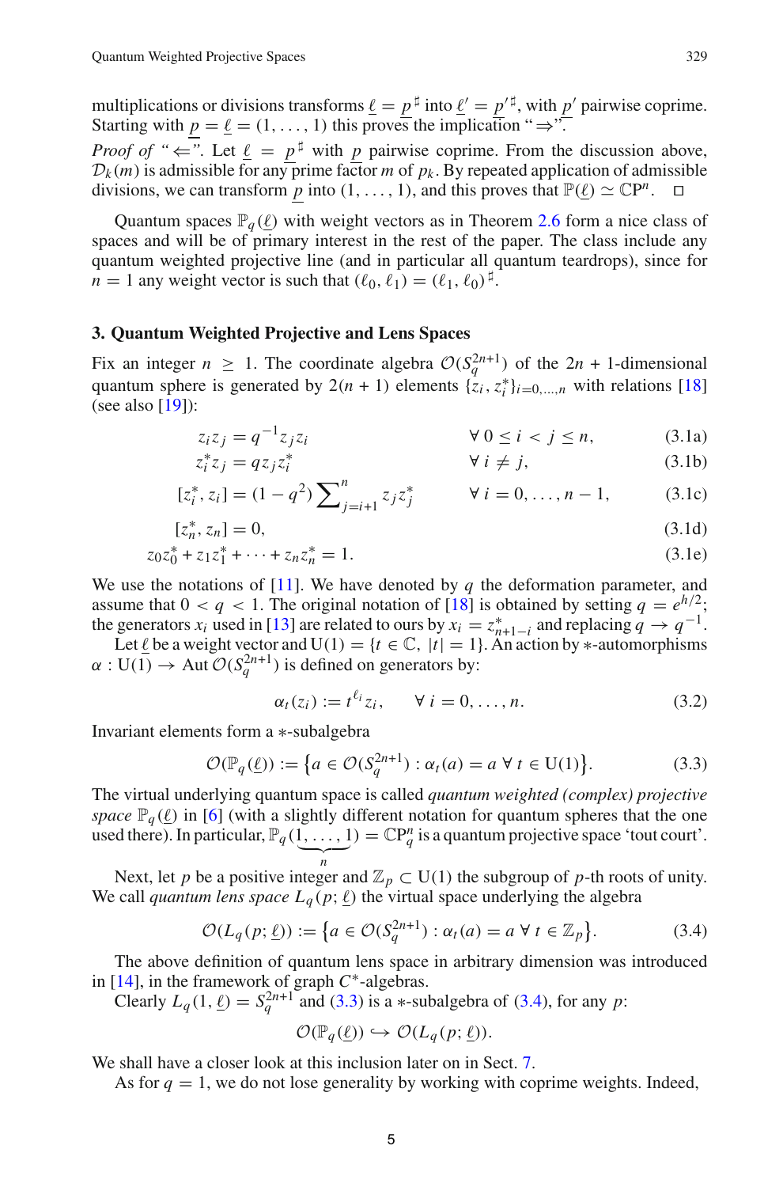multiplications or divisions transforms $\underline{\ell} = \underline{p}^\sharp$ into $\underline{\ell}' = \underline{p}'^\sharp$, with $\underline{p}'$ pairwise coprime. Starting with $\underline{p} = \underline{\ell} = (1, \ldots, 1)$ this proves the implication "$\Rightarrow$".

*Proof of "$\Leftarrow$".* Let $\underline{\ell} = \underline{p}^\sharp$ with $\underline{p}$ pairwise coprime. From the discussion above, $\mathcal{D}_k(m)$ is admissible for any prime factor $m$ of $p_k$. By repeated application of admissible divisions, we can transform $\underline{p}$ into $(1, \ldots, 1)$, and this proves that $\mathbb{P}(\underline{\ell}) \simeq \mathbb{C}\mathrm{P}^n$. $\square$

Quantum spaces $\mathbb{P}_q(\underline{\ell})$ with weight vectors as in Theorem 2.6 form a nice class of spaces and will be of primary interest in the rest of the paper. The class include any quantum weighted projective line (and in particular all quantum teardrops), since for $n = 1$ any weight vector is such that $(\ell_0, \ell_1) = (\ell_1, \ell_0)^\sharp$.

## 3. Quantum Weighted Projective and Lens Spaces

Fix an integer $n \geq 1$. The coordinate algebra $\mathcal{O}(S_q^{2n+1})$ of the $2n + 1$-dimensional quantum sphere is generated by $2(n + 1)$ elements $\{z_i, z_i^*\}_{i=0,\ldots,n}$ with relations [18] (see also [19]):

$$z_i z_j = q^{-1} z_j z_i \qquad \forall\, 0 \leq i < j \leq n, \tag{3.1a}$$

$$z_i^* z_j = q z_j z_i^* \qquad \forall\, i \neq j, \tag{3.1b}$$

$$[z_i^*, z_i] = (1 - q^2) \sum\nolimits_{j=i+1}^{n} z_j z_j^* \qquad \forall\, i = 0, \ldots, n-1, \tag{3.1c}$$

$$[z_n^*, z_n] = 0, \tag{3.1d}$$

$$z_0 z_0^* + z_1 z_1^* + \cdots + z_n z_n^* = 1. \tag{3.1e}$$

We use the notations of [11]. We have denoted by $q$ the deformation parameter, and assume that $0 < q < 1$. The original notation of [18] is obtained by setting $q = e^{h/2}$; the generators $x_i$ used in [13] are related to ours by $x_i = z_{n+1-i}^*$ and replacing $q \to q^{-1}$.

Let $\underline{\ell}$ be a weight vector and $\mathrm{U}(1) = \{t \in \mathbb{C},\ |t| = 1\}$. An action by $*$-automorphisms $\alpha : \mathrm{U}(1) \to \mathrm{Aut}\, \mathcal{O}(S_q^{2n+1})$ is defined on generators by:

$$\alpha_t(z_i) := t^{\ell_i} z_i, \qquad \forall\, i = 0, \ldots, n. \tag{3.2}$$

Invariant elements form a $*$-subalgebra

$$\mathcal{O}(\mathbb{P}_q(\underline{\ell})) := \big\{ a \in \mathcal{O}(S_q^{2n+1}) : \alpha_t(a) = a \ \forall\, t \in \mathrm{U}(1) \big\}. \tag{3.3}$$

The virtual underlying quantum space is called *quantum weighted (complex) projective space* $\mathbb{P}_q(\underline{\ell})$ in [6] (with a slightly different notation for quantum spheres that the one used there). In particular, $\mathbb{P}_q(\underbrace{1, \ldots, 1}_{n}) = \mathbb{C}\mathrm{P}_q^n$ is a quantum projective space 'tout court'.

Next, let $p$ be a positive integer and $\mathbb{Z}_p \subset \mathrm{U}(1)$ the subgroup of $p$-th roots of unity. We call *quantum lens space* $L_q(p; \underline{\ell})$ the virtual space underlying the algebra

$$\mathcal{O}(L_q(p; \underline{\ell})) := \big\{ a \in \mathcal{O}(S_q^{2n+1}) : \alpha_t(a) = a \ \forall\, t \in \mathbb{Z}_p \big\}. \tag{3.4}$$

The above definition of quantum lens space in arbitrary dimension was introduced in [14], in the framework of graph $C^*$-algebras.

Clearly $L_q(1, \underline{\ell}) = S_q^{2n+1}$ and (3.3) is a $*$-subalgebra of (3.4), for any $p$:

$$\mathcal{O}(\mathbb{P}_q(\underline{\ell})) \hookrightarrow \mathcal{O}(L_q(p; \underline{\ell})).$$

We shall have a closer look at this inclusion later on in Sect. 7.

As for $q = 1$, we do not lose generality by working with coprime weights. Indeed,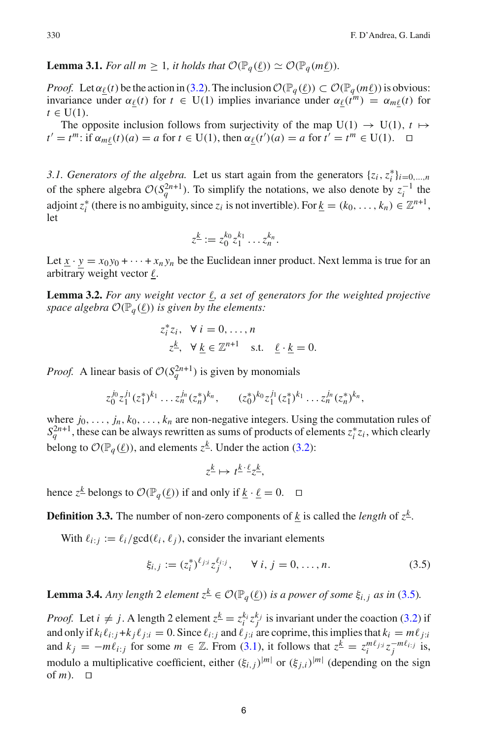**Lemma 3.1.** *For all $m \geq 1$, it holds that $\mathcal{O}(\mathbb{P}_q(\underline{\ell})) \simeq \mathcal{O}(\mathbb{P}_q(m\underline{\ell}))$.*

*Proof.* Let $\alpha_{\underline{\ell}}(t)$ be the action in (3.2). The inclusion $\mathcal{O}(\mathbb{P}_q(\underline{\ell})) \subset \mathcal{O}(\mathbb{P}_q(m\underline{\ell}))$ is obvious: invariance under $\alpha_{\underline{\ell}}(t)$ for $t \in \mathrm{U}(1)$ implies invariance under $\alpha_{\underline{\ell}}(t^m) = \alpha_{m\underline{\ell}}(t)$ for $t \in \mathrm{U}(1)$.

The opposite inclusion follows from surjectivity of the map $\mathrm{U}(1) \to \mathrm{U}(1)$, $t \mapsto t' = t^m$: if $\alpha_{m\underline{\ell}}(t)(a) = a$ for $t \in \mathrm{U}(1)$, then $\alpha_{\underline{\ell}}(t')(a) = a$ for $t' = t^m \in \mathrm{U}(1)$. □

*3.1. Generators of the algebra.* Let us start again from the generators $\{z_i, z_i^*\}_{i=0,\dots,n}$ of the sphere algebra $\mathcal{O}(S_q^{2n+1})$. To simplify the notations, we also denote by $z_i^{-1}$ the adjoint $z_i^*$ (there is no ambiguity, since $z_i$ is not invertible). For $\underline{k} = (k_0, \dots, k_n) \in \mathbb{Z}^{n+1}$, let

$$z^{\underline{k}} := z_0^{k_0} z_1^{k_1} \dots z_n^{k_n}.$$

Let $\underline{x} \cdot \underline{y} = x_0 y_0 + \dots + x_n y_n$ be the Euclidean inner product. Next lemma is true for an arbitrary weight vector $\underline{\ell}$.

**Lemma 3.2.** *For any weight vector $\underline{\ell}$, a set of generators for the weighted projective space algebra $\mathcal{O}(\mathbb{P}_q(\underline{\ell}))$ is given by the elements:*

$$\begin{aligned} &z_i^* z_i, \quad \forall\, i = 0, \dots, n \\ &z^{\underline{k}}, \quad \forall\, \underline{k} \in \mathbb{Z}^{n+1} \quad \text{s.t.} \quad \underline{\ell} \cdot \underline{k} = 0. \end{aligned}$$

*Proof.* A linear basis of $\mathcal{O}(S_q^{2n+1})$ is given by monomials

$$z_0^{j_0} z_1^{j_1} (z_1^*)^{k_1} \dots z_n^{j_n} (z_n^*)^{k_n}, \qquad (z_0^*)^{k_0} z_1^{j_1} (z_1^*)^{k_1} \dots z_n^{j_n} (z_n^*)^{k_n},$$

where $j_0, \dots, j_n, k_0, \dots, k_n$ are non-negative integers. Using the commutation rules of $S_q^{2n+1}$, these can be always rewritten as sums of products of elements $z_i^* z_i$, which clearly belong to $\mathcal{O}(\mathbb{P}_q(\underline{\ell}))$, and elements $z^{\underline{k}}$. Under the action (3.2):

$$z^{\underline{k}} \mapsto t^{\underline{k} \cdot \underline{\ell}} z^{\underline{k}},$$

hence $z^{\underline{k}}$ belongs to $\mathcal{O}(\mathbb{P}_q(\underline{\ell}))$ if and only if $\underline{k} \cdot \underline{\ell} = 0$. □

**Definition 3.3.** The number of non-zero components of $\underline{k}$ is called the *length* of $z^{\underline{k}}$.

With $\ell_{i:j} := \ell_i / \gcd(\ell_i, \ell_j)$, consider the invariant elements

$$\xi_{i,j} := (z_i^*)^{\ell_{j:i}} z_j^{\ell_{i:j}}, \qquad \forall\, i, j = 0, \dots, n. \tag{3.5}$$

**Lemma 3.4.** *Any length 2 element $z^{\underline{k}} \in \mathcal{O}(\mathbb{P}_q(\underline{\ell}))$ is a power of some $\xi_{i,j}$ as in (3.5).*

*Proof.* Let $i \neq j$. A length 2 element $z^{\underline{k}} = z_i^{k_i} z_j^{k_j}$ is invariant under the coaction (3.2) if and only if $k_i \ell_{i:j} + k_j \ell_{j:i} = 0$. Since $\ell_{i:j}$ and $\ell_{j:i}$ are coprime, this implies that $k_i = m\ell_{j:i}$ and $k_j = -m\ell_{i:j}$ for some $m \in \mathbb{Z}$. From (3.1), it follows that $z^{\underline{k}} = z_i^{m\ell_{j:i}} z_j^{-m\ell_{i:j}}$ is, modulo a multiplicative coefficient, either $(\xi_{i,j})^{|m|}$ or $(\xi_{j,i})^{|m|}$ (depending on the sign of $m$). □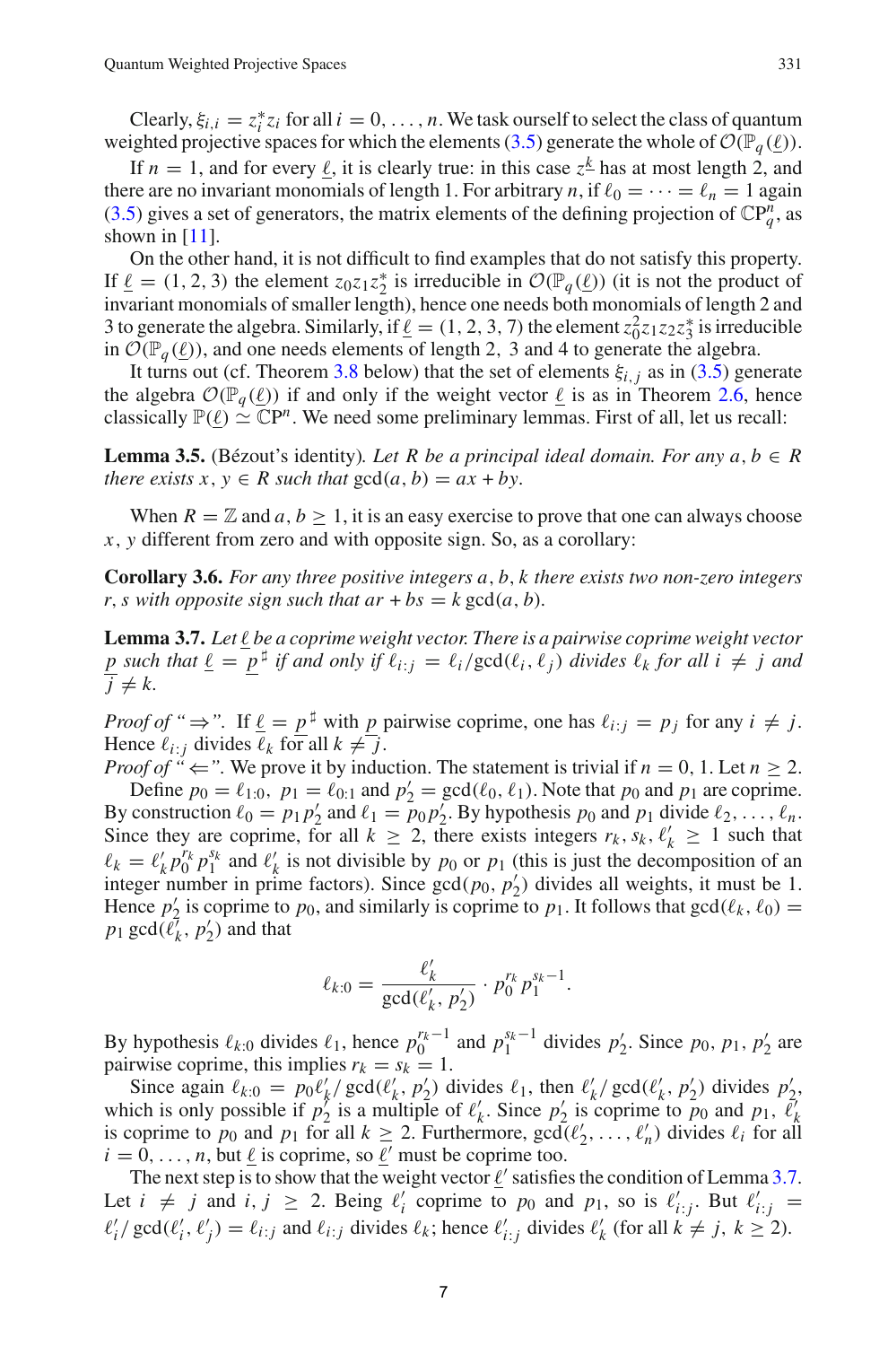Clearly, $\xi_{i,i} = z_i^* z_i$ for all $i = 0, \ldots, n$. We task ourself to select the class of quantum weighted projective spaces for which the elements (3.5) generate the whole of $\mathcal{O}(\mathbb{P}_q(\underline{\ell}))$.

If $n = 1$, and for every $\underline{\ell}$, it is clearly true: in this case $z^{\underline{k}}$ has at most length 2, and there are no invariant monomials of length 1. For arbitrary $n$, if $\ell_0 = \cdots = \ell_n = 1$ again (3.5) gives a set of generators, the matrix elements of the defining projection of $\mathbb{C}\mathrm{P}^n_q$, as shown in [11].

On the other hand, it is not difficult to find examples that do not satisfy this property. If $\underline{\ell} = (1, 2, 3)$ the element $z_0 z_1 z_2^*$ is irreducible in $\mathcal{O}(\mathbb{P}_q(\underline{\ell}))$ (it is not the product of invariant monomials of smaller length), hence one needs both monomials of length 2 and 3 to generate the algebra. Similarly, if $\underline{\ell} = (1, 2, 3, 7)$ the element $z_0^2 z_1 z_2 z_3^*$ is irreducible in $\mathcal{O}(\mathbb{P}_q(\underline{\ell}))$, and one needs elements of length 2, 3 and 4 to generate the algebra.

It turns out (cf. Theorem 3.8 below) that the set of elements $\xi_{i,j}$ as in (3.5) generate the algebra $\mathcal{O}(\mathbb{P}_q(\underline{\ell}))$ if and only if the weight vector $\underline{\ell}$ is as in Theorem 2.6, hence classically $\mathbb{P}(\underline{\ell}) \simeq \mathbb{C}\mathrm{P}^n$. We need some preliminary lemmas. First of all, let us recall:

**Lemma 3.5.** (Bézout's identity). *Let $R$ be a principal ideal domain. For any $a, b \in R$ there exists $x, y \in R$ such that $\gcd(a, b) = ax + by$.*

When $R = \mathbb{Z}$ and $a, b \geq 1$, it is an easy exercise to prove that one can always choose $x, y$ different from zero and with opposite sign. So, as a corollary:

**Corollary 3.6.** *For any three positive integers $a, b, k$ there exists two non-zero integers $r, s$ with opposite sign such that $ar + bs = k \gcd(a, b)$.*

**Lemma 3.7.** *Let $\underline{\ell}$ be a coprime weight vector. There is a pairwise coprime weight vector $\underline{p}$ such that $\underline{\ell} = \underline{p}^\sharp$ if and only if $\ell_{i:j} = \ell_i / \gcd(\ell_i, \ell_j)$ divides $\ell_k$ for all $i \neq j$ and $j \neq k$.*

*Proof of "$\Rightarrow$".* If $\underline{\ell} = \underline{p}^\sharp$ with $\underline{p}$ pairwise coprime, one has $\ell_{i:j} = p_j$ for any $i \neq j$. Hence $\ell_{i:j}$ divides $\ell_k$ for all $k \neq j$.

*Proof of "$\Leftarrow$".* We prove it by induction. The statement is trivial if $n = 0, 1$. Let $n \geq 2$.

Define $p_0 = \ell_{1:0}$, $p_1 = \ell_{0:1}$ and $p_2' = \gcd(\ell_0, \ell_1)$. Note that $p_0$ and $p_1$ are coprime. By construction $\ell_0 = p_1 p_2'$ and $\ell_1 = p_0 p_2'$. By hypothesis $p_0$ and $p_1$ divide $\ell_2, \ldots, \ell_n$. Since they are coprime, for all $k \geq 2$, there exists integers $r_k, s_k, \ell_k' \geq 1$ such that $\ell_k = \ell_k' p_0^{r_k} p_1^{s_k}$ and $\ell_k'$ is not divisible by $p_0$ or $p_1$ (this is just the decomposition of an integer number in prime factors). Since $\gcd(p_0, p_2')$ divides all weights, it must be 1. Hence $p_2'$ is coprime to $p_0$, and similarly is coprime to $p_1$. It follows that $\gcd(\ell_k, \ell_0) = p_1 \gcd(\ell_k', p_2')$ and that

$$\ell_{k:0} = \frac{\ell_k'}{\gcd(\ell_k', p_2')} \cdot p_0^{r_k} p_1^{s_k - 1}.$$

By hypothesis $\ell_{k:0}$ divides $\ell_1$, hence $p_0^{r_k - 1}$ and $p_1^{s_k - 1}$ divides $p_2'$. Since $p_0, p_1, p_2'$ are pairwise coprime, this implies $r_k = s_k = 1$.

Since again $\ell_{k:0} = p_0 \ell_k' / \gcd(\ell_k', p_2')$ divides $\ell_1$, then $\ell_k' / \gcd(\ell_k', p_2')$ divides $p_2'$, which is only possible if $p_2'$ is a multiple of $\ell_k'$. Since $p_2'$ is coprime to $p_0$ and $p_1$, $\ell_k'$ is coprime to $p_0$ and $p_1$ for all $k \geq 2$. Furthermore, $\gcd(\ell_2', \ldots, \ell_n')$ divides $\ell_i$ for all $i = 0, \ldots, n$, but $\underline{\ell}$ is coprime, so $\underline{\ell}'$ must be coprime too.

The next step is to show that the weight vector $\underline{\ell}'$ satisfies the condition of Lemma 3.7. Let $i \neq j$ and $i, j \geq 2$. Being $\ell_i'$ coprime to $p_0$ and $p_1$, so is $\ell_{i:j}'$. But $\ell_{i:j}' = \ell_i' / \gcd(\ell_i', \ell_j') = \ell_{i:j}$ and $\ell_{i:j}$ divides $\ell_k$; hence $\ell_{i:j}'$ divides $\ell_k'$ (for all $k \neq j$, $k \geq 2$).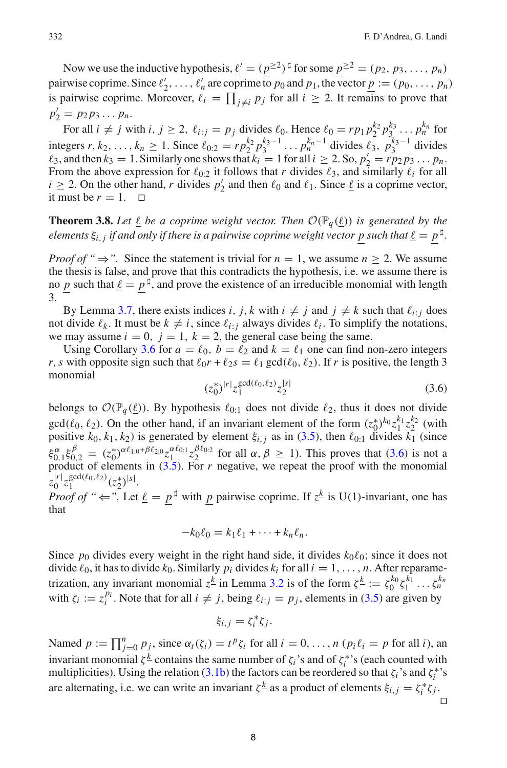Now we use the inductive hypothesis, $\underline{\ell}' = (\underline{p}^{\geq 2})^\sharp$ for some $\underline{p}^{\geq 2} = (p_2, p_3, \dots, p_n)$ pairwise coprime. Since $\ell_2', \dots, \ell_n'$ are coprime to $p_0$ and $p_1$, the vector $\underline{p} := (p_0, \dots, p_n)$ is pairwise coprime. Moreover, $\ell_i = \prod_{j \neq i} p_j$ for all $i \geq 2$. It remains to prove that $p_2' = p_2 p_3 \dots p_n$.

For all $i \neq j$ with $i, j \geq 2$, $\ell_{i:j} = p_j$ divides $\ell_0$. Hence $\ell_0 = r p_1 p_2^{k_2} p_3^{k_3} \dots p_n^{k_n}$ for integers $r, k_2, \dots, k_n \geq 1$. Since $\ell_{0:2} = r p_2^{k_2} p_3^{k_3 - 1} \dots p_n^{k_n - 1}$ divides $\ell_3$, $p_3^{k_3-1}$ divides $\ell_3$, and then $k_3 = 1$. Similarly one shows that $k_i = 1$ for all $i \geq 2$. So, $p_2' = r p_2 p_3 \dots p_n$. From the above expression for $\ell_{0:2}$ it follows that $r$ divides $\ell_3$, and similarly $\ell_i$ for all $i \geq 2$. On the other hand, $r$ divides $p_2'$ and then $\ell_0$ and $\ell_1$. Since $\underline{\ell}$ is a coprime vector, it must be $r = 1$. □

**Theorem 3.8.** *Let $\underline{\ell}$ be a coprime weight vector. Then $\mathcal{O}(\mathbb{P}_q(\underline{\ell}))$ is generated by the elements $\xi_{i,j}$ if and only if there is a pairwise coprime weight vector $\underline{p}$ such that $\underline{\ell} = \underline{p}^\sharp$.*

*Proof of "⇒".* Since the statement is trivial for $n = 1$, we assume $n \geq 2$. We assume the thesis is false, and prove that this contradicts the hypothesis, i.e. we assume there is no $\underline{p}$ such that $\underline{\ell} = \underline{p}^\sharp$, and prove the existence of an irreducible monomial with length 3.

By Lemma 3.7, there exists indices $i, j, k$ with $i \neq j$ and $j \neq k$ such that $\ell_{i:j}$ does not divide $\ell_k$. It must be $k \neq i$, since $\ell_{i:j}$ always divides $\ell_i$. To simplify the notations, we may assume $i = 0$, $j = 1$, $k = 2$, the general case being the same.

Using Corollary 3.6 for $a = \ell_0$, $b = \ell_2$ and $k = \ell_1$ one can find non-zero integers $r, s$ with opposite sign such that $\ell_0 r + \ell_2 s = \ell_1 \gcd(\ell_0, \ell_2)$. If $r$ is positive, the length 3 monomial

$$(z_0^*)^{|r|} z_1^{\gcd(\ell_0, \ell_2)} z_2^{|s|} \tag{3.6}$$

belongs to $\mathcal{O}(\mathbb{P}_q(\underline{\ell}))$. By hypothesis $\ell_{0:1}$ does not divide $\ell_2$, thus it does not divide $\gcd(\ell_0, \ell_2)$. On the other hand, if an invariant element of the form $(z_0^*)^{k_0} z_1^{k_1} z_2^{k_2}$ (with positive $k_0, k_1, k_2$) is generated by element $\xi_{i,j}$ as in (3.5), then $\ell_{0:1}$ divides $k_1$ (since $\xi_{0,1}^\alpha \xi_{0,2}^\beta = (z_0^*)^{\alpha \ell_{1:0} + \beta \ell_{2:0}} z_1^{\alpha \ell_{0:1}} z_2^{\beta \ell_{0:2}}$ for all $\alpha, \beta \geq 1$). This proves that (3.6) is not a product of elements in (3.5). For $r$ negative, we repeat the proof with the monomial $z_0^{|r|} z_1^{\gcd(\ell_0, \ell_2)} (z_2^*)^{|s|}$.

*Proof of "⇐".* Let $\underline{\ell} = \underline{p}^\sharp$ with $\underline{p}$ pairwise coprime. If $z^{\underline{k}}$ is U(1)-invariant, one has that

$$-k_0 \ell_0 = k_1 \ell_1 + \dots + k_n \ell_n .$$

Since $p_0$ divides every weight in the right hand side, it divides $k_0 \ell_0$; since it does not divide $\ell_0$, it has to divide $k_0$. Similarly $p_i$ divides $k_i$ for all $i = 1, \dots, n$. After reparametrization, any invariant monomial $z^{\underline{k}}$ in Lemma 3.2 is of the form $\zeta^{\underline{k}} := \zeta_0^{k_0} \zeta_1^{k_1} \dots \zeta_n^{k_n}$ with $\zeta_i := z_i^{p_i}$. Note that for all $i \neq j$, being $\ell_{i:j} = p_j$, elements in (3.5) are given by

$$\xi_{i,j} = \zeta_i^* \zeta_j .$$

Named $p := \prod_{j=0}^n p_j$, since $\alpha_t(\zeta_i) = t^p \zeta_i$ for all $i = 0, \dots, n$ ($p_i \ell_i = p$ for all $i$), an invariant monomial $\zeta^{\underline{k}}$ contains the same number of $\zeta_i$'s and of $\zeta_i^*$'s (each counted with multiplicities). Using the relation (3.1b) the factors can be reordered so that $\zeta_i$'s and $\zeta_i^*$'s are alternating, i.e. we can write an invariant $\zeta^{\underline{k}}$ as a product of elements $\xi_{i,j} = \zeta_i^* \zeta_j$. □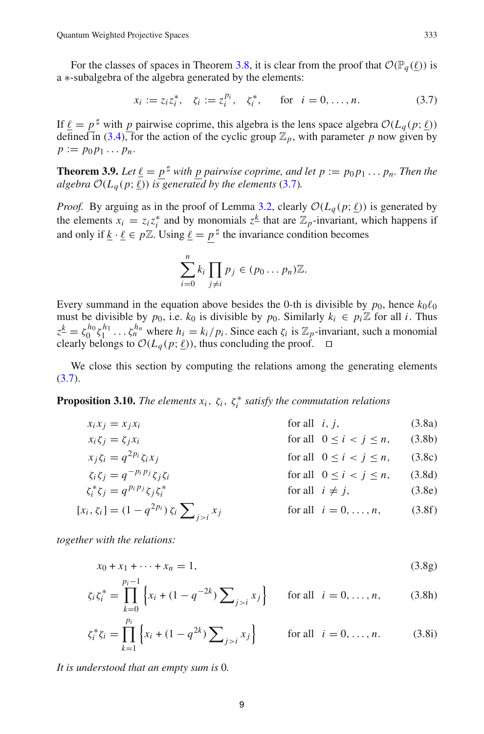For the classes of spaces in Theorem 3.8, it is clear from the proof that $\mathcal{O}(\mathbb{P}_q(\underline{\ell}))$ is a $*$-subalgebra of the algebra generated by the elements:

$$x_i := z_i z_i^*, \quad \zeta_i := z_i^{p_i}, \quad \zeta_i^*, \qquad \text{for} \quad i = 0, \ldots, n. \tag{3.7}$$

If $\underline{\ell} = \underline{p}^\sharp$ with $\underline{p}$ pairwise coprime, this algebra is the lens space algebra $\mathcal{O}(L_q(p;\underline{\ell}))$ defined in (3.4), for the action of the cyclic group $\mathbb{Z}_p$, with parameter $p$ now given by $p := p_0 p_1 \ldots p_n$.

**Theorem 3.9.** *Let $\underline{\ell} = \underline{p}^\sharp$ with $\underline{p}$ pairwise coprime, and let $p := p_0 p_1 \ldots p_n$. Then the algebra $\mathcal{O}(L_q(p;\underline{\ell}))$ is generated by the elements (3.7).*

*Proof.* By arguing as in the proof of Lemma 3.2, clearly $\mathcal{O}(L_q(p;\underline{\ell}))$ is generated by the elements $x_i = z_i z_i^*$ and by monomials $z^{\underline{k}}$ that are $\mathbb{Z}_p$-invariant, which happens if and only if $\underline{k} \cdot \underline{\ell} \in p\mathbb{Z}$. Using $\underline{\ell} = \underline{p}^\sharp$ the invariance condition becomes

$$\sum_{i=0}^{n} k_i \prod_{j \neq i} p_j \in (p_0 \ldots p_n)\mathbb{Z}.$$

Every summand in the equation above besides the 0-th is divisible by $p_0$, hence $k_0 \ell_0$ must be divisible by $p_0$, i.e. $k_0$ is divisible by $p_0$. Similarly $k_i \in p_i\mathbb{Z}$ for all $i$. Thus $z^{\underline{k}} = \zeta_0^{h_0} \zeta_1^{h_1} \ldots \zeta_n^{h_n}$ where $h_i = k_i / p_i$. Since each $\zeta_i$ is $\mathbb{Z}_p$-invariant, such a monomial clearly belongs to $\mathcal{O}(L_q(p;\underline{\ell}))$, thus concluding the proof. $\square$

We close this section by computing the relations among the generating elements (3.7).

**Proposition 3.10.** *The elements $x_i,\ \zeta_i,\ \zeta_i^*$ satisfy the commutation relations*

$$x_i x_j = x_j x_i \qquad \text{for all } \ i, j, \tag{3.8a}$$

$$x_i \zeta_j = \zeta_j x_i \qquad \text{for all } \ 0 \le i < j \le n, \tag{3.8b}$$

$$x_j \zeta_i = q^{2p_i} \zeta_i x_j \qquad \text{for all } \ 0 \le i < j \le n, \tag{3.8c}$$

$$\zeta_i \zeta_j = q^{-p_i p_j} \zeta_j \zeta_i \qquad \text{for all } \ 0 \le i < j \le n, \tag{3.8d}$$

$$\zeta_i^* \zeta_j = q^{p_i p_j} \zeta_j \zeta_i^* \qquad \text{for all } \ i \neq j, \tag{3.8e}$$

$$[x_i, \zeta_i] = (1 - q^{2p_i})\, \zeta_i \sum\nolimits_{j>i} x_j \qquad \text{for all } \ i = 0, \ldots, n, \tag{3.8f}$$

*together with the relations:*

$$x_0 + x_1 + \cdots + x_n = 1, \tag{3.8g}$$

$$\zeta_i \zeta_i^* = \prod_{k=0}^{p_i - 1} \Big\{ x_i + (1 - q^{-2k}) \sum\nolimits_{j>i} x_j \Big\} \qquad \text{for all } \ i = 0, \ldots, n, \tag{3.8h}$$

$$\zeta_i^* \zeta_i = \prod_{k=1}^{p_i} \Big\{ x_i + (1 - q^{2k}) \sum\nolimits_{j>i} x_j \Big\} \qquad \text{for all } \ i = 0, \ldots, n. \tag{3.8i}$$

*It is understood that an empty sum is* 0.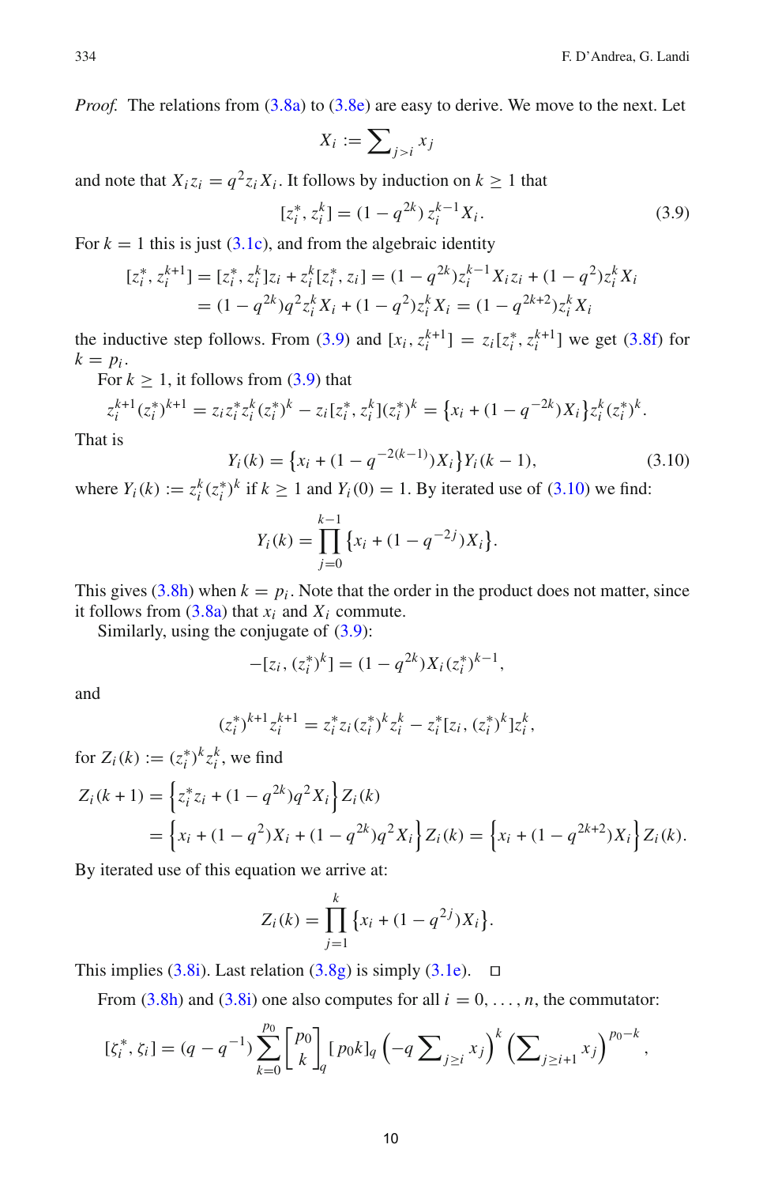*Proof.* The relations from (3.8a) to (3.8e) are easy to derive. We move to the next. Let

$$X_i := \sum_{j>i} x_j$$

and note that $X_i z_i = q^2 z_i X_i$. It follows by induction on $k \geq 1$ that

$$[z_i^*, z_i^k] = (1 - q^{2k})\, z_i^{k-1} X_i. \tag{3.9}$$

For $k = 1$ this is just (3.1c), and from the algebraic identity

$$\begin{aligned}
[z_i^*, z_i^{k+1}] &= [z_i^*, z_i^k] z_i + z_i^k [z_i^*, z_i] = (1 - q^{2k}) z_i^{k-1} X_i z_i + (1 - q^2) z_i^k X_i \\
&= (1 - q^{2k}) q^2 z_i^k X_i + (1 - q^2) z_i^k X_i = (1 - q^{2k+2}) z_i^k X_i
\end{aligned}$$

the inductive step follows. From (3.9) and $[x_i, z_i^{k+1}] = z_i [z_i^*, z_i^{k+1}]$ we get (3.8f) for $k = p_i$.

For $k \geq 1$, it follows from (3.9) that

$$z_i^{k+1}(z_i^*)^{k+1} = z_i z_i^* z_i^k (z_i^*)^k - z_i [z_i^*, z_i^k](z_i^*)^k = \big\{x_i + (1 - q^{-2k}) X_i\big\} z_i^k (z_i^*)^k.$$

That is

$$Y_i(k) = \big\{x_i + (1 - q^{-2(k-1)}) X_i\big\} Y_i(k-1), \tag{3.10}$$

where $Y_i(k) := z_i^k (z_i^*)^k$ if $k \geq 1$ and $Y_i(0) = 1$. By iterated use of (3.10) we find:

$$Y_i(k) = \prod_{j=0}^{k-1} \big\{x_i + (1 - q^{-2j}) X_i\big\}.$$

This gives (3.8h) when $k = p_i$. Note that the order in the product does not matter, since it follows from (3.8a) that $x_i$ and $X_i$ commute.

Similarly, using the conjugate of (3.9):

$$-[z_i, (z_i^*)^k] = (1 - q^{2k}) X_i (z_i^*)^{k-1},$$

and

$$(z_i^*)^{k+1} z_i^{k+1} = z_i^* z_i (z_i^*)^k z_i^k - z_i^* [z_i, (z_i^*)^k] z_i^k,$$

for $Z_i(k) := (z_i^*)^k z_i^k$, we find

$$\begin{aligned}
Z_i(k+1) &= \Big\{z_i^* z_i + (1 - q^{2k}) q^2 X_i\Big\} Z_i(k) \\
&= \Big\{x_i + (1 - q^2) X_i + (1 - q^{2k}) q^2 X_i\Big\} Z_i(k) = \Big\{x_i + (1 - q^{2k+2}) X_i\Big\} Z_i(k).
\end{aligned}$$

By iterated use of this equation we arrive at:

$$Z_i(k) = \prod_{j=1}^{k} \big\{x_i + (1 - q^{2j}) X_i\big\}.$$

This implies (3.8i). Last relation (3.8g) is simply (3.1e). $\square$

From (3.8h) and (3.8i) one also computes for all $i = 0, \ldots, n$, the commutator:

$$[\zeta_i^*, \zeta_i] = (q - q^{-1}) \sum_{k=0}^{p_0} \begin{bmatrix} p_0 \\ k \end{bmatrix}_q [p_0 k]_q \Big(-q \sum\nolimits_{j \geq i} x_j\Big)^k \Big(\sum\nolimits_{j \geq i+1} x_j\Big)^{p_0 - k},$$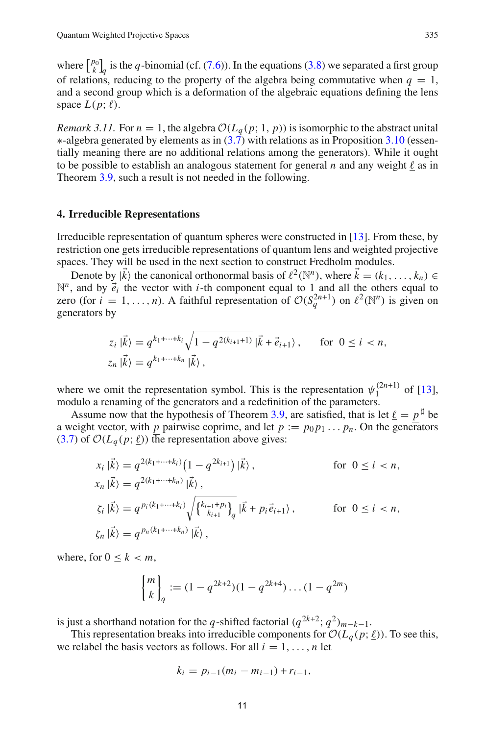where $\left[\begin{smallmatrix} p_0 \\ k \end{smallmatrix}\right]_q$ is the $q$-binomial (cf. (7.6)). In the equations (3.8) we separated a first group of relations, reducing to the property of the algebra being commutative when $q = 1$, and a second group which is a deformation of the algebraic equations defining the lens space $L(p; \underline{\ell})$.

*Remark 3.11.* For $n = 1$, the algebra $\mathcal{O}(L_q(p; 1, p))$ is isomorphic to the abstract unital $*$-algebra generated by elements as in (3.7) with relations as in Proposition 3.10 (essentially meaning there are no additional relations among the generators). While it ought to be possible to establish an analogous statement for general $n$ and any weight $\underline{\ell}$ as in Theorem 3.9, such a result is not needed in the following.

## 4. Irreducible Representations

Irreducible representation of quantum spheres were constructed in [13]. From these, by restriction one gets irreducible representations of quantum lens and weighted projective spaces. They will be used in the next section to construct Fredholm modules.

Denote by $|\vec{k}\rangle$ the canonical orthonormal basis of $\ell^2(\mathbb{N}^n)$, where $\vec{k} = (k_1, \dots, k_n) \in \mathbb{N}^n$, and by $\vec{e}_i$ the vector with $i$-th component equal to 1 and all the others equal to zero (for $i = 1, \dots, n$). A faithful representation of $\mathcal{O}(S_q^{2n+1})$ on $\ell^2(\mathbb{N}^n)$ is given on generators by

$$
\begin{aligned}
z_i \, |\vec{k}\rangle &= q^{k_1 + \dots + k_i} \sqrt{1 - q^{2(k_{i+1}+1)}} \, |\vec{k} + \vec{e}_{i+1}\rangle \,, \qquad \text{for } \ 0 \le i < n, \\
z_n \, |\vec{k}\rangle &= q^{k_1 + \dots + k_n} \, |\vec{k}\rangle \,,
\end{aligned}
$$

where we omit the representation symbol. This is the representation $\psi_1^{(2n+1)}$ of [13], modulo a renaming of the generators and a redefinition of the parameters.

Assume now that the hypothesis of Theorem 3.9, are satisfied, that is let $\underline{\ell} = \underline{p}^\sharp$ be a weight vector, with $\underline{p}$ pairwise coprime, and let $p := p_0 p_1 \dots p_n$. On the generators (3.7) of $\mathcal{O}(L_q(p; \underline{\ell}))$ the representation above gives:

$$
\begin{aligned}
x_i \, |\vec{k}\rangle &= q^{2(k_1 + \dots + k_i)} \big(1 - q^{2k_{i+1}}\big) \, |\vec{k}\rangle \,, && \text{for } \ 0 \le i < n, \\
x_n \, |\vec{k}\rangle &= q^{2(k_1 + \dots + k_n)} \, |\vec{k}\rangle \,, \\
\zeta_i \, |\vec{k}\rangle &= q^{p_i(k_1 + \dots + k_i)} \sqrt{\left\{\begin{smallmatrix} k_{i+1}+p_i \\ k_{i+1} \end{smallmatrix}\right\}_q} \, |\vec{k} + p_i \vec{e}_{i+1}\rangle \,, && \text{for } \ 0 \le i < n, \\
\zeta_n \, |\vec{k}\rangle &= q^{p_n(k_1 + \dots + k_n)} \, |\vec{k}\rangle \,,
\end{aligned}
$$

where, for $0 \le k < m$,

$$
\left\{\begin{matrix} m \\ k \end{matrix}\right\}_q := (1 - q^{2k+2})(1 - q^{2k+4}) \dots (1 - q^{2m})
$$

is just a shorthand notation for the $q$-shifted factorial $(q^{2k+2}; q^2)_{m-k-1}$.

This representation breaks into irreducible components for $\mathcal{O}(L_q(p; \underline{\ell}))$. To see this, we relabel the basis vectors as follows. For all $i = 1, \dots, n$ let

$$
k_i = p_{i-1}(m_i - m_{i-1}) + r_{i-1},
$$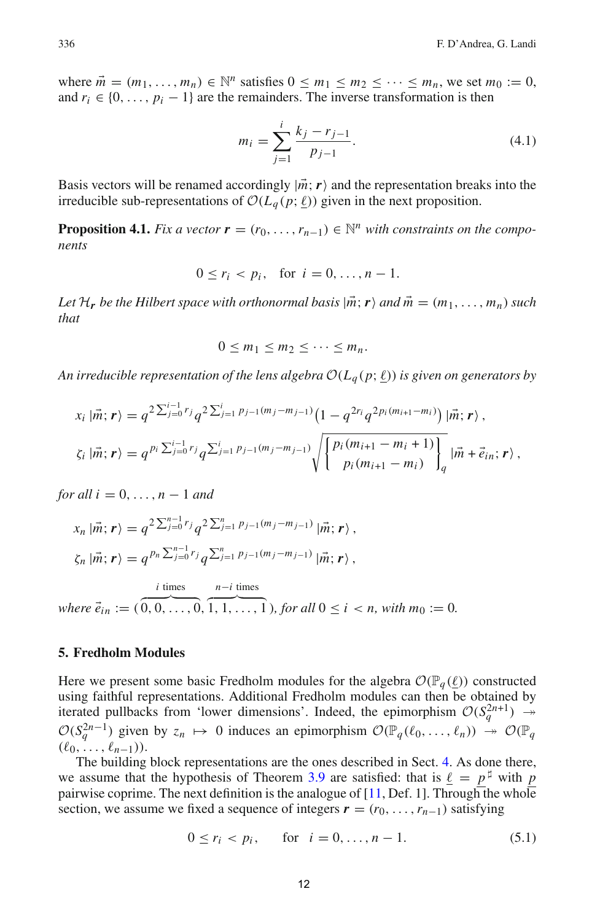where $\vec{m} = (m_1, \ldots, m_n) \in \mathbb{N}^n$ satisfies $0 \le m_1 \le m_2 \le \cdots \le m_n$, we set $m_0 := 0$, and $r_i \in \{0, \ldots, p_i - 1\}$ are the remainders. The inverse transformation is then

$$m_i = \sum_{j=1}^{i} \frac{k_j - r_{j-1}}{p_{j-1}}. \tag{4.1}$$

Basis vectors will be renamed accordingly $|\vec{m}; \boldsymbol{r}\rangle$ and the representation breaks into the irreducible sub-representations of $\mathcal{O}(L_q(p; \underline{\ell}))$ given in the next proposition.

**Proposition 4.1.** *Fix a vector* $\boldsymbol{r} = (r_0, \ldots, r_{n-1}) \in \mathbb{N}^n$ *with constraints on the components*

$$0 \le r_i < p_i, \quad \text{for } i = 0, \ldots, n-1.$$

*Let* $\mathcal{H}_{\boldsymbol{r}}$ *be the Hilbert space with orthonormal basis* $|\vec{m}; \boldsymbol{r}\rangle$ *and* $\vec{m} = (m_1, \ldots, m_n)$ *such that*

$$0 \le m_1 \le m_2 \le \cdots \le m_n.$$

*An irreducible representation of the lens algebra* $\mathcal{O}(L_q(p; \underline{\ell}))$ *is given on generators by*

$$x_i \, |\vec{m}; \boldsymbol{r}\rangle = q^{2\sum_{j=0}^{i-1} r_j} q^{2\sum_{j=1}^{i} p_{j-1}(m_j - m_{j-1})} \big(1 - q^{2r_i} q^{2p_i(m_{i+1} - m_i)}\big) \, |\vec{m}; \boldsymbol{r}\rangle \,,$$

$$\zeta_i \, |\vec{m}; \boldsymbol{r}\rangle = q^{p_i \sum_{j=0}^{i-1} r_j} q^{\sum_{j=1}^{i} p_{j-1}(m_j - m_{j-1})} \sqrt{\begin{Bmatrix} p_i(m_{i+1} - m_i + 1) \\ p_i(m_{i+1} - m_i) \end{Bmatrix}_q} \, |\vec{m} + \vec{e}_{in}; \boldsymbol{r}\rangle \,,$$

*for all* $i = 0, \ldots, n-1$ *and*

$$x_n \, |\vec{m}; \boldsymbol{r}\rangle = q^{2\sum_{j=0}^{n-1} r_j} q^{2\sum_{j=1}^{n} p_{j-1}(m_j - m_{j-1})} \, |\vec{m}; \boldsymbol{r}\rangle \,,$$

$$\zeta_n \, |\vec{m}; \boldsymbol{r}\rangle = q^{p_n \sum_{j=0}^{n-1} r_j} q^{\sum_{j=1}^{n} p_{j-1}(m_j - m_{j-1})} \, |\vec{m}; \boldsymbol{r}\rangle \,,$$

*where* $\vec{e}_{in} := (\overbrace{0, 0, \ldots, 0}^{i \text{ times}}, \overbrace{1, 1, \ldots, 1}^{n-i \text{ times}})$*, for all* $0 \le i < n$*, with* $m_0 := 0$.

## 5. Fredholm Modules

Here we present some basic Fredholm modules for the algebra $\mathcal{O}(\mathbb{P}_q(\underline{\ell}))$ constructed using faithful representations. Additional Fredholm modules can then be obtained by iterated pullbacks from 'lower dimensions'. Indeed, the epimorphism $\mathcal{O}(S_q^{2n+1}) \twoheadrightarrow \mathcal{O}(S_q^{2n-1})$ given by $z_n \mapsto 0$ induces an epimorphism $\mathcal{O}(\mathbb{P}_q(\ell_0, \ldots, \ell_n)) \twoheadrightarrow \mathcal{O}(\mathbb{P}_q(\ell_0, \ldots, \ell_{n-1}))$.

The building block representations are the ones described in Sect. 4. As done there, we assume that the hypothesis of Theorem 3.9 are satisfied: that is $\underline{\ell} = \underline{p}^\sharp$ with $\underline{p}$ pairwise coprime. The next definition is the analogue of [11, Def. 1]. Through the whole section, we assume we fixed a sequence of integers $\boldsymbol{r} = (r_0, \ldots, r_{n-1})$ satisfying

$$0 \le r_i < p_i, \qquad \text{for } \; i = 0, \ldots, n-1. \tag{5.1}$$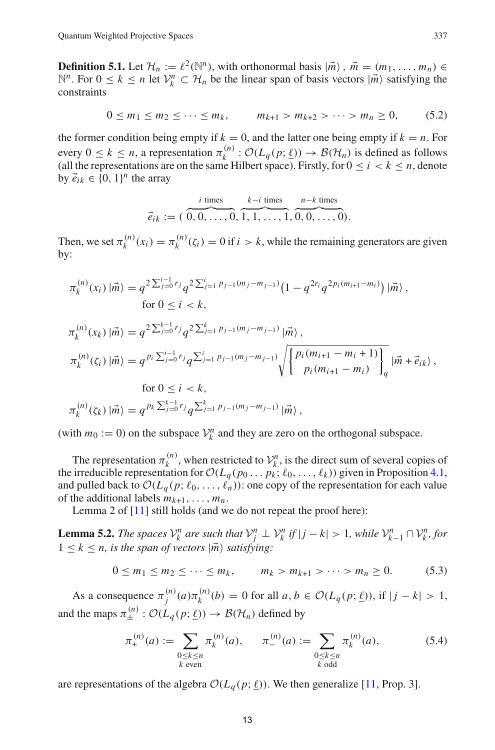**Definition 5.1.** Let $\mathcal{H}_n := \ell^2(\mathbb{N}^n)$, with orthonormal basis $|\vec{m}\rangle$, $\vec{m} = (m_1, \ldots, m_n) \in \mathbb{N}^n$. For $0 \le k \le n$ let $\mathcal{V}_k^n \subset \mathcal{H}_n$ be the linear span of basis vectors $|\vec{m}\rangle$ satisfying the constraints

$$0 \le m_1 \le m_2 \le \cdots \le m_k, \qquad m_{k+1} > m_{k+2} > \cdots > m_n \ge 0, \tag{5.2}$$

the former condition being empty if $k = 0$, and the latter one being empty if $k = n$. For every $0 \le k \le n$, a representation $\pi_k^{(n)} : \mathcal{O}(L_q(p; \underline{\ell})) \to \mathcal{B}(\mathcal{H}_n)$ is defined as follows (all the representations are on the same Hilbert space). Firstly, for $0 \le i < k \le n$, denote by $\vec{e}_{ik} \in \{0, 1\}^n$ the array

$$\vec{e}_{ik} := (\overbrace{0, 0, \ldots, 0}^{i \text{ times}}, \overbrace{1, 1, \ldots, 1}^{k-i \text{ times}}, \overbrace{0, 0, \ldots, 0}^{n-k \text{ times}}).$$

Then, we set $\pi_k^{(n)}(x_i) = \pi_k^{(n)}(\zeta_i) = 0$ if $i > k$, while the remaining generators are given by:

$$\pi_k^{(n)}(x_i)\,|\vec{m}\rangle = q^{2\sum_{j=0}^{i-1} r_j} q^{2\sum_{j=1}^{i} p_{j-1}(m_j - m_{j-1})} \big(1 - q^{2r_i} q^{2p_i(m_{i+1} - m_i)}\big)\,|\vec{m}\rangle\,, \quad \text{for } 0 \le i < k,$$

$$\pi_k^{(n)}(x_k)\,|\vec{m}\rangle = q^{2\sum_{j=0}^{k-1} r_j} q^{2\sum_{j=1}^{k} p_{j-1}(m_j - m_{j-1})}\,|\vec{m}\rangle\,,$$

$$\pi_k^{(n)}(\zeta_i)\,|\vec{m}\rangle = q^{p_i\sum_{j=0}^{i-1} r_j} q^{\sum_{j=1}^{i} p_{j-1}(m_j - m_{j-1})} \sqrt{\begin{Bmatrix} p_i(m_{i+1} - m_i + 1) \\ p_i(m_{i+1} - m_i) \end{Bmatrix}_q}\,|\vec{m} + \vec{e}_{ik}\rangle\,, \quad \text{for } 0 \le i < k,$$

$$\pi_k^{(n)}(\zeta_k)\,|\vec{m}\rangle = q^{p_k\sum_{j=0}^{k-1} r_j} q^{\sum_{j=1}^{k} p_{j-1}(m_j - m_{j-1})}\,|\vec{m}\rangle\,,$$

(with $m_0 := 0$) on the subspace $\mathcal{V}_k^n$ and they are zero on the orthogonal subspace.

The representation $\pi_k^{(n)}$, when restricted to $\mathcal{V}_k^n$, is the direct sum of several copies of the irreducible representation for $\mathcal{O}(L_q(p_0 \ldots p_k; \ell_0, \ldots, \ell_k))$ given in Proposition 4.1, and pulled back to $\mathcal{O}(L_q(p; \ell_0, \ldots, \ell_n))$: one copy of the representation for each value of the additional labels $m_{k+1}, \ldots, m_n$.

Lemma 2 of [11] still holds (and we do not repeat the proof here):

**Lemma 5.2.** *The spaces $\mathcal{V}_k^n$ are such that $\mathcal{V}_j^n \perp \mathcal{V}_k^n$ if $|j - k| > 1$, while $\mathcal{V}_{k-1}^n \cap \mathcal{V}_k^n$, for $1 \le k \le n$, is the span of vectors $|\vec{m}\rangle$ satisfying:*

$$0 \le m_1 \le m_2 \le \cdots \le m_k, \qquad m_k > m_{k+1} > \cdots > m_n \ge 0. \tag{5.3}$$

As a consequence $\pi_j^{(n)}(a)\pi_k^{(n)}(b) = 0$ for all $a, b \in \mathcal{O}(L_q(p; \underline{\ell}))$, if $|j - k| > 1$, and the maps $\pi_\pm^{(n)} : \mathcal{O}(L_q(p; \underline{\ell})) \to \mathcal{B}(\mathcal{H}_n)$ defined by

$$\pi_+^{(n)}(a) := \sum_{\substack{0 \le k \le n \\ k \text{ even}}} \pi_k^{(n)}(a), \qquad \pi_-^{(n)}(a) := \sum_{\substack{0 \le k \le n \\ k \text{ odd}}} \pi_k^{(n)}(a), \tag{5.4}$$

are representations of the algebra $\mathcal{O}(L_q(p; \underline{\ell}))$. We then generalize [11, Prop. 3].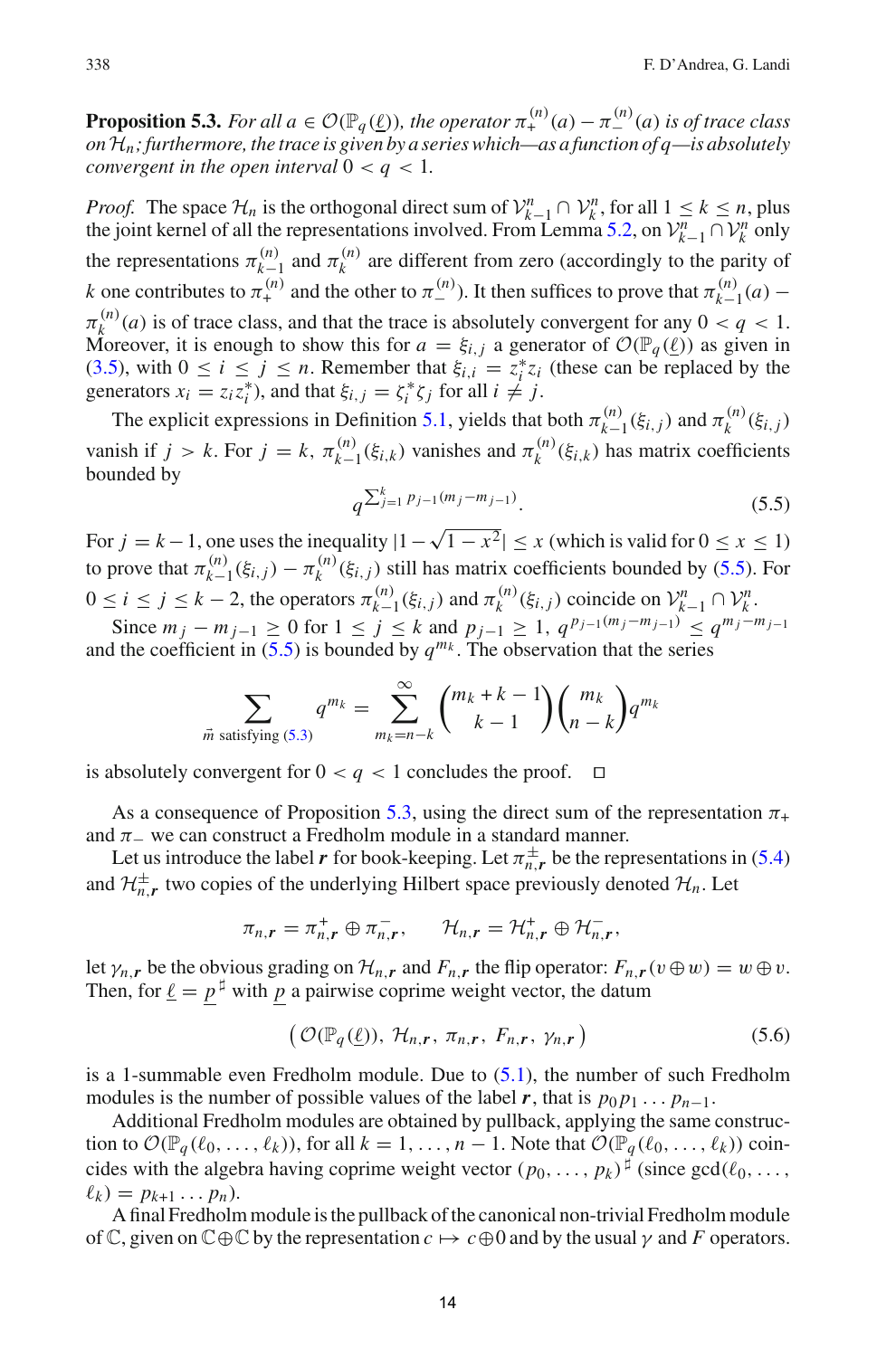**Proposition 5.3.** *For all $a \in \mathcal{O}(\mathbb{P}_q(\underline{\ell}))$, the operator $\pi_+^{(n)}(a) - \pi_-^{(n)}(a)$ is of trace class on $\mathcal{H}_n$; furthermore, the trace is given by a series which—as a function of $q$—is absolutely convergent in the open interval $0 < q < 1$.*

*Proof.* The space $\mathcal{H}_n$ is the orthogonal direct sum of $\mathcal{V}_{k-1}^n \cap \mathcal{V}_k^n$, for all $1 \le k \le n$, plus the joint kernel of all the representations involved. From Lemma 5.2, on $\mathcal{V}_{k-1}^n \cap \mathcal{V}_k^n$ only the representations $\pi_{k-1}^{(n)}$ and $\pi_k^{(n)}$ are different from zero (accordingly to the parity of $k$ one contributes to $\pi_+^{(n)}$ and the other to $\pi_-^{(n)}$). It then suffices to prove that $\pi_{k-1}^{(n)}(a) - \pi_k^{(n)}(a)$ is of trace class, and that the trace is absolutely convergent for any $0 < q < 1$. Moreover, it is enough to show this for $a = \xi_{i,j}$ a generator of $\mathcal{O}(\mathbb{P}_q(\underline{\ell}))$ as given in (3.5), with $0 \le i \le j \le n$. Remember that $\xi_{i,i} = z_i^* z_i$ (these can be replaced by the generators $x_i = z_i z_i^*$), and that $\xi_{i,j} = \zeta_i^* \zeta_j$ for all $i \neq j$.

The explicit expressions in Definition 5.1, yields that both $\pi_{k-1}^{(n)}(\xi_{i,j})$ and $\pi_k^{(n)}(\xi_{i,j})$ vanish if $j > k$. For $j = k$, $\pi_{k-1}^{(n)}(\xi_{i,k})$ vanishes and $\pi_k^{(n)}(\xi_{i,k})$ has matrix coefficients bounded by

$$q^{\sum_{j=1}^{k} p_{j-1}(m_j - m_{j-1})}. \tag{5.5}$$

For $j = k-1$, one uses the inequality $|1 - \sqrt{1 - x^2}| \le x$ (which is valid for $0 \le x \le 1$) to prove that $\pi_{k-1}^{(n)}(\xi_{i,j}) - \pi_k^{(n)}(\xi_{i,j})$ still has matrix coefficients bounded by (5.5). For $0 \le i \le j \le k-2$, the operators $\pi_{k-1}^{(n)}(\xi_{i,j})$ and $\pi_k^{(n)}(\xi_{i,j})$ coincide on $\mathcal{V}_{k-1}^n \cap \mathcal{V}_k^n$.

Since $m_j - m_{j-1} \ge 0$ for $1 \le j \le k$ and $p_{j-1} \ge 1$, $q^{p_{j-1}(m_j - m_{j-1})} \le q^{m_j - m_{j-1}}$ and the coefficient in (5.5) is bounded by $q^{m_k}$. The observation that the series

$$\sum_{\vec{m} \text{ satisfying (5.3)}} q^{m_k} = \sum_{m_k = n-k}^{\infty} \binom{m_k + k - 1}{k - 1} \binom{m_k}{n - k} q^{m_k}$$

is absolutely convergent for $0 < q < 1$ concludes the proof. $\square$

As a consequence of Proposition 5.3, using the direct sum of the representation $\pi_+$ and $\pi_-$ we can construct a Fredholm module in a standard manner.

Let us introduce the label $\boldsymbol{r}$ for book-keeping. Let $\pi_{n,\boldsymbol{r}}^{\pm}$ be the representations in (5.4) and $\mathcal{H}_{n,\boldsymbol{r}}^{\pm}$ two copies of the underlying Hilbert space previously denoted $\mathcal{H}_n$. Let

$$\pi_{n,\boldsymbol{r}} = \pi_{n,\boldsymbol{r}}^{+} \oplus \pi_{n,\boldsymbol{r}}^{-}, \qquad \mathcal{H}_{n,\boldsymbol{r}} = \mathcal{H}_{n,\boldsymbol{r}}^{+} \oplus \mathcal{H}_{n,\boldsymbol{r}}^{-},$$

let $\gamma_{n,\boldsymbol{r}}$ be the obvious grading on $\mathcal{H}_{n,\boldsymbol{r}}$ and $F_{n,\boldsymbol{r}}$ the flip operator: $F_{n,\boldsymbol{r}}(v \oplus w) = w \oplus v$. Then, for $\underline{\ell} = \underline{p}^{\sharp}$ with $\underline{p}$ a pairwise coprime weight vector, the datum

$$\big( \mathcal{O}(\mathbb{P}_q(\underline{\ell})),\ \mathcal{H}_{n,\boldsymbol{r}},\ \pi_{n,\boldsymbol{r}},\ F_{n,\boldsymbol{r}},\ \gamma_{n,\boldsymbol{r}} \big) \tag{5.6}$$

is a 1-summable even Fredholm module. Due to (5.1), the number of such Fredholm modules is the number of possible values of the label $\boldsymbol{r}$, that is $p_0 p_1 \dots p_{n-1}$.

Additional Fredholm modules are obtained by pullback, applying the same construction to $\mathcal{O}(\mathbb{P}_q(\ell_0, \dots, \ell_k))$, for all $k = 1, \dots, n-1$. Note that $\mathcal{O}(\mathbb{P}_q(\ell_0, \dots, \ell_k))$ coincides with the algebra having coprime weight vector $(p_0, \dots, p_k)^{\sharp}$ (since $\gcd(\ell_0, \dots, \ell_k) = p_{k+1} \dots p_n$).

A final Fredholm module is the pullback of the canonical non-trivial Fredholm module of $\mathbb{C}$, given on $\mathbb{C} \oplus \mathbb{C}$ by the representation $c \mapsto c \oplus 0$ and by the usual $\gamma$ and $F$ operators.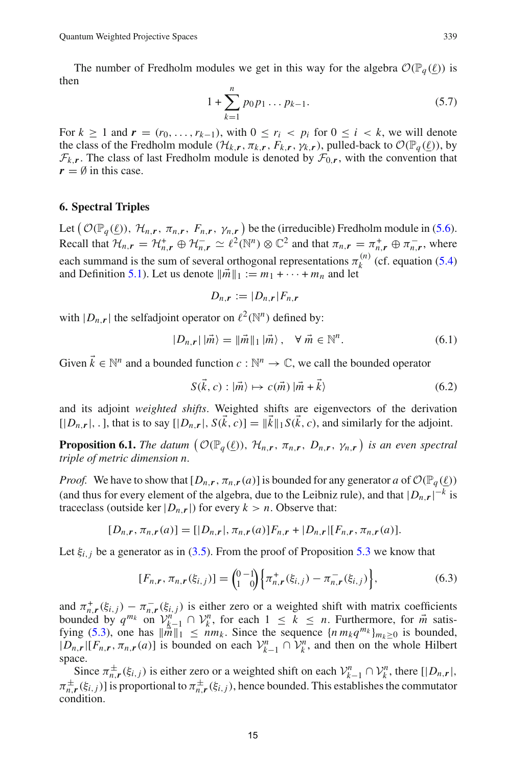The number of Fredholm modules we get in this way for the algebra $\mathcal{O}(\mathbb{P}_q(\underline{\ell}))$ is then

$$1 + \sum_{k=1}^{n} p_0 p_1 \dots p_{k-1}. \tag{5.7}$$

For $k \geq 1$ and $\boldsymbol{r} = (r_0, \dots, r_{k-1})$, with $0 \leq r_i < p_i$ for $0 \leq i < k$, we will denote the class of the Fredholm module $(\mathcal{H}_{k,\boldsymbol{r}}, \pi_{k,\boldsymbol{r}}, F_{k,\boldsymbol{r}}, \gamma_{k,\boldsymbol{r}})$, pulled-back to $\mathcal{O}(\mathbb{P}_q(\underline{\ell}))$, by $\mathcal{F}_{k,\boldsymbol{r}}$. The class of last Fredholm module is denoted by $\mathcal{F}_{0,\boldsymbol{r}}$, with the convention that $\boldsymbol{r} = \emptyset$ in this case.

## 6. Spectral Triples

Let $\big(\mathcal{O}(\mathbb{P}_q(\underline{\ell})), \mathcal{H}_{n,\boldsymbol{r}}, \pi_{n,\boldsymbol{r}}, F_{n,\boldsymbol{r}}, \gamma_{n,\boldsymbol{r}}\big)$ be the (irreducible) Fredholm module in (5.6). Recall that $\mathcal{H}_{n,\boldsymbol{r}} = \mathcal{H}^+_{n,\boldsymbol{r}} \oplus \mathcal{H}^-_{n,\boldsymbol{r}} \simeq \ell^2(\mathbb{N}^n) \otimes \mathbb{C}^2$ and that $\pi_{n,\boldsymbol{r}} = \pi^+_{n,\boldsymbol{r}} \oplus \pi^-_{n,\boldsymbol{r}}$, where each summand is the sum of several orthogonal representations $\pi^{(n)}_k$ (cf. equation (5.4) and Definition 5.1). Let us denote $\|\vec{m}\|_1 := m_1 + \dots + m_n$ and let

$$D_{n,\boldsymbol{r}} := |D_{n,\boldsymbol{r}}| F_{n,\boldsymbol{r}}$$

with $|D_{n,\boldsymbol{r}}|$ the selfadjoint operator on $\ell^2(\mathbb{N}^n)$ defined by:

$$|D_{n,\boldsymbol{r}}|\,|\vec{m}\rangle = \|\vec{m}\|_1\,|\vec{m}\rangle\,, \quad \forall\, \vec{m} \in \mathbb{N}^n. \tag{6.1}$$

Given $\vec{k} \in \mathbb{N}^n$ and a bounded function $c : \mathbb{N}^n \to \mathbb{C}$, we call the bounded operator

$$S(\vec{k}, c) : |\vec{m}\rangle \mapsto c(\vec{m})\,|\vec{m} + \vec{k}\rangle \tag{6.2}$$

and its adjoint *weighted shifts*. Weighted shifts are eigenvectors of the derivation $[|D_{n,\boldsymbol{r}}|, .\,]$, that is to say $[|D_{n,\boldsymbol{r}}|, S(\vec{k}, c)] = \|\vec{k}\|_1 S(\vec{k}, c)$, and similarly for the adjoint.

**Proposition 6.1.** *The datum* $\big(\mathcal{O}(\mathbb{P}_q(\underline{\ell})), \mathcal{H}_{n,\boldsymbol{r}}, \pi_{n,\boldsymbol{r}}, D_{n,\boldsymbol{r}}, \gamma_{n,\boldsymbol{r}}\big)$ *is an even spectral triple of metric dimension $n$.*

*Proof.* We have to show that $[D_{n,\boldsymbol{r}}, \pi_{n,\boldsymbol{r}}(a)]$ is bounded for any generator $a$ of $\mathcal{O}(\mathbb{P}_q(\underline{\ell}))$ (and thus for every element of the algebra, due to the Leibniz rule), and that $|D_{n,\boldsymbol{r}}|^{-k}$ is traceclass (outside $\ker |D_{n,\boldsymbol{r}}|$) for every $k > n$. Observe that:

$$[D_{n,\boldsymbol{r}}, \pi_{n,\boldsymbol{r}}(a)] = [|D_{n,\boldsymbol{r}}|, \pi_{n,\boldsymbol{r}}(a)] F_{n,\boldsymbol{r}} + |D_{n,\boldsymbol{r}}| [F_{n,\boldsymbol{r}}, \pi_{n,\boldsymbol{r}}(a)].$$

Let $\xi_{i,j}$ be a generator as in (3.5). From the proof of Proposition 5.3 we know that

$$[F_{n,\boldsymbol{r}}, \pi_{n,\boldsymbol{r}}(\xi_{i,j})] = \begin{pmatrix} 0 & -1 \\ 1 & 0 \end{pmatrix} \Big\{ \pi^+_{n,\boldsymbol{r}}(\xi_{i,j}) - \pi^-_{n,\boldsymbol{r}}(\xi_{i,j}) \Big\}, \tag{6.3}$$

and $\pi^+_{n,\boldsymbol{r}}(\xi_{i,j}) - \pi^-_{n,\boldsymbol{r}}(\xi_{i,j})$ is either zero or a weighted shift with matrix coefficients bounded by $q^{m_k}$ on $\mathcal{V}^n_{k-1} \cap \mathcal{V}^n_k$, for each $1 \leq k \leq n$. Furthermore, for $\vec{m}$ satisfying (5.3), one has $\|\vec{m}\|_1 \leq n m_k$. Since the sequence $\{n\, m_k q^{m_k}\}_{m_k \geq 0}$ is bounded, $|D_{n,\boldsymbol{r}}|[F_{n,\boldsymbol{r}}, \pi_{n,\boldsymbol{r}}(a)]$ is bounded on each $\mathcal{V}^n_{k-1} \cap \mathcal{V}^n_k$, and then on the whole Hilbert space.

Since $\pi^{\pm}_{n,\boldsymbol{r}}(\xi_{i,j})$ is either zero or a weighted shift on each $\mathcal{V}^n_{k-1} \cap \mathcal{V}^n_k$, there $[|D_{n,\boldsymbol{r}}|, \pi^{\pm}_{n,\boldsymbol{r}}(\xi_{i,j})]$ is proportional to $\pi^{\pm}_{n,\boldsymbol{r}}(\xi_{i,j})$, hence bounded. This establishes the commutator condition.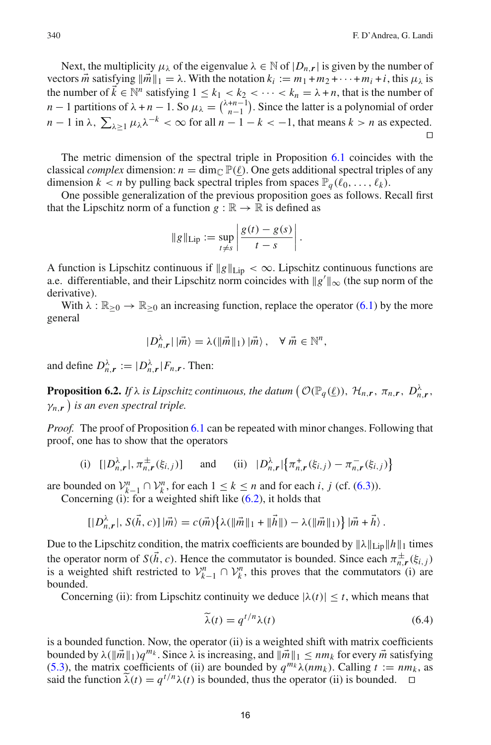Next, the multiplicity $\mu_\lambda$ of the eigenvalue $\lambda \in \mathbb{N}$ of $|D_{n,\boldsymbol{r}}|$ is given by the number of vectors $\vec{m}$ satisfying $\|\vec{m}\|_1 = \lambda$. With the notation $k_i := m_1 + m_2 + \cdots + m_i + i$, this $\mu_\lambda$ is the number of $\vec{k} \in \mathbb{N}^n$ satisfying $1 \leq k_1 < k_2 < \cdots < k_n = \lambda + n$, that is the number of $n-1$ partitions of $\lambda + n - 1$. So $\mu_\lambda = \binom{\lambda+n-1}{n-1}$. Since the latter is a polynomial of order $n-1$ in $\lambda$, $\sum_{\lambda \geq 1} \mu_\lambda \lambda^{-k} < \infty$ for all $n - 1 - k < -1$, that means $k > n$ as expected. $\square$

The metric dimension of the spectral triple in Proposition 6.1 coincides with the classical *complex* dimension: $n = \dim_{\mathbb{C}} \mathbb{P}(\underline{\ell})$. One gets additional spectral triples of any dimension $k < n$ by pulling back spectral triples from spaces $\mathbb{P}_q(\ell_0, \ldots, \ell_k)$.

One possible generalization of the previous proposition goes as follows. Recall first that the Lipschitz norm of a function $g : \mathbb{R} \to \mathbb{R}$ is defined as

$$\|g\|_{\text{Lip}} := \sup_{t \neq s} \left| \frac{g(t) - g(s)}{t - s} \right| .$$

A function is Lipschitz continuous if $\|g\|_{\text{Lip}} < \infty$. Lipschitz continuous functions are a.e. differentiable, and their Lipschitz norm coincides with $\|g'\|_\infty$ (the sup norm of the derivative).

With $\lambda : \mathbb{R}_{\geq 0} \to \mathbb{R}_{\geq 0}$ an increasing function, replace the operator (6.1) by the more general

$$|D^\lambda_{n,\boldsymbol{r}}| \, |\vec{m}\rangle = \lambda(\|\vec{m}\|_1) \, |\vec{m}\rangle , \quad \forall \, \vec{m} \in \mathbb{N}^n,$$

and define $D^\lambda_{n,\boldsymbol{r}} := |D^\lambda_{n,\boldsymbol{r}}| F_{n,\boldsymbol{r}}$. Then:

**Proposition 6.2.** *If $\lambda$ is Lipschitz continuous, the datum $\big(\mathcal{O}(\mathbb{P}_q(\underline{\ell})),\ \mathcal{H}_{n,\boldsymbol{r}},\ \pi_{n,\boldsymbol{r}},\ D^\lambda_{n,\boldsymbol{r}},\ \gamma_{n,\boldsymbol{r}}\big)$ is an even spectral triple.*

*Proof.* The proof of Proposition 6.1 can be repeated with minor changes. Following that proof, one has to show that the operators

$$\text{(i)} \quad [|D^\lambda_{n,\boldsymbol{r}}|, \pi^\pm_{n,\boldsymbol{r}}(\xi_{i,j})] \qquad \text{and} \qquad \text{(ii)} \quad |D^\lambda_{n,\boldsymbol{r}}| \big\{ \pi^+_{n,\boldsymbol{r}}(\xi_{i,j}) - \pi^-_{n,\boldsymbol{r}}(\xi_{i,j}) \big\}$$

are bounded on $\mathcal{V}^n_{k-1} \cap \mathcal{V}^n_k$, for each $1 \leq k \leq n$ and for each $i, j$ (cf. (6.3)).

Concerning (i): for a weighted shift like (6.2), it holds that

$$[|D^\lambda_{n,\boldsymbol{r}}|, S(\vec{h}, c)] \, |\vec{m}\rangle = c(\vec{m}) \big\{ \lambda(\|\vec{m}\|_1 + \|\vec{h}\|) - \lambda(\|\vec{m}\|_1) \big\} \, |\vec{m} + \vec{h}\rangle \, .$$

Due to the Lipschitz condition, the matrix coefficients are bounded by $\|\lambda\|_{\text{Lip}} \|h\|_1$ times the operator norm of $S(\vec{h}, c)$. Hence the commutator is bounded. Since each $\pi^\pm_{n,\boldsymbol{r}}(\xi_{i,j})$ is a weighted shift restricted to $\mathcal{V}^n_{k-1} \cap \mathcal{V}^n_k$, this proves that the commutators (i) are bounded.

Concerning (ii): from Lipschitz continuity we deduce $|\lambda(t)| \leq t$, which means that

$$\widetilde{\lambda}(t) = q^{t/n} \lambda(t) \tag{6.4}$$

is a bounded function. Now, the operator (ii) is a weighted shift with matrix coefficients bounded by $\lambda(\|\vec{m}\|_1) q^{m_k}$. Since $\lambda$ is increasing, and $\|\vec{m}\|_1 \leq n m_k$ for every $\vec{m}$ satisfying (5.3), the matrix coefficients of (ii) are bounded by $q^{m_k} \lambda(n m_k)$. Calling $t := n m_k$, as said the function $\widetilde{\lambda}(t) = q^{t/n} \lambda(t)$ is bounded, thus the operator (ii) is bounded. $\square$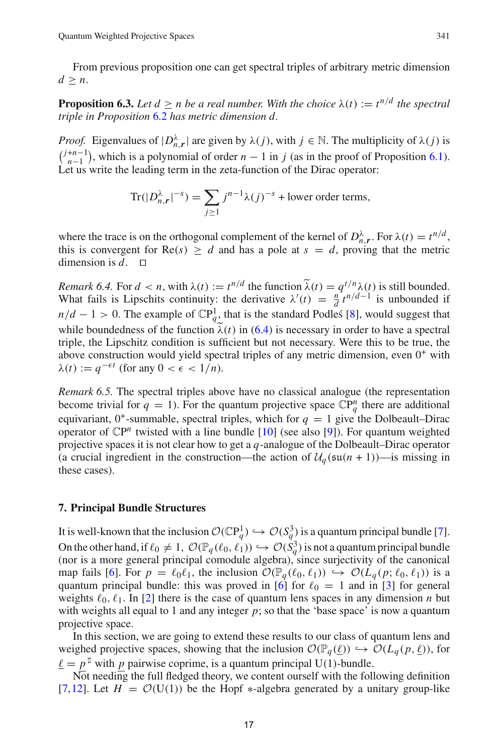From previous proposition one can get spectral triples of arbitrary metric dimension $d \geq n$.

**Proposition 6.3.** *Let $d \geq n$ be a real number. With the choice $\lambda(t) := t^{n/d}$ the spectral triple in Proposition 6.2 has metric dimension $d$.*

*Proof.* Eigenvalues of $|D^{\lambda}_{n,\boldsymbol{r}}|$ are given by $\lambda(j)$, with $j \in \mathbb{N}$. The multiplicity of $\lambda(j)$ is $\binom{j+n-1}{n-1}$, which is a polynomial of order $n-1$ in $j$ (as in the proof of Proposition 6.1). Let us write the leading term in the zeta-function of the Dirac operator:

$$\mathrm{Tr}(|D^{\lambda}_{n,\boldsymbol{r}}|^{-s}) = \sum_{j \geq 1} j^{n-1}\lambda(j)^{-s} + \text{lower order terms},$$

where the trace is on the orthogonal complement of the kernel of $D^{\lambda}_{n,\boldsymbol{r}}$. For $\lambda(t) = t^{n/d}$, this is convergent for $\mathrm{Re}(s) \geq d$ and has a pole at $s = d$, proving that the metric dimension is $d$. □

*Remark 6.4.* For $d < n$, with $\lambda(t) := t^{n/d}$ the function $\widetilde{\lambda}(t) = q^{t/n}\lambda(t)$ is still bounded. What fails is Lipschits continuity: the derivative $\lambda'(t) = \frac{n}{d}t^{n/d-1}$ is unbounded if $n/d - 1 > 0$. The example of $\mathbb{C}\mathrm{P}^1_q$, that is the standard Podleś [8], would suggest that while boundedness of the function $\widetilde{\lambda}(t)$ in (6.4) is necessary in order to have a spectral triple, the Lipschitz condition is sufficient but not necessary. Were this to be true, the above construction would yield spectral triples of any metric dimension, even $0^+$ with $\lambda(t) := q^{-\epsilon t}$ (for any $0 < \epsilon < 1/n$).

*Remark 6.5.* The spectral triples above have no classical analogue (the representation become trivial for $q = 1$). For the quantum projective space $\mathbb{C}\mathrm{P}^n_q$ there are additional equivariant, $0^+$-summable, spectral triples, which for $q = 1$ give the Dolbeault–Dirac operator of $\mathbb{C}\mathrm{P}^n$ twisted with a line bundle [10] (see also [9]). For quantum weighted projective spaces it is not clear how to get a $q$-analogue of the Dolbeault–Dirac operator (a crucial ingredient in the construction—the action of $\mathcal{U}_q(\mathfrak{su}(n+1))$—is missing in these cases).

## 7. Principal Bundle Structures

It is well-known that the inclusion $\mathcal{O}(\mathbb{C}\mathrm{P}^1_q) \hookrightarrow \mathcal{O}(S^3_q)$ is a quantum principal bundle [7]. On the other hand, if $\ell_0 \neq 1$, $\mathcal{O}(\mathbb{P}_q(\ell_0, \ell_1)) \hookrightarrow \mathcal{O}(S^3_q)$ is not a quantum principal bundle (nor is a more general principal comodule algebra), since surjectivity of the canonical map fails [6]. For $p = \ell_0\ell_1$, the inclusion $\mathcal{O}(\mathbb{P}_q(\ell_0, \ell_1)) \hookrightarrow \mathcal{O}(L_q(p; \ell_0, \ell_1))$ is a quantum principal bundle: this was proved in [6] for $\ell_0 = 1$ and in [3] for general weights $\ell_0, \ell_1$. In [2] there is the case of quantum lens spaces in any dimension $n$ but with weights all equal to 1 and any integer $p$; so that the 'base space' is now a quantum projective space.

In this section, we are going to extend these results to our class of quantum lens and weighed projective spaces, showing that the inclusion $\mathcal{O}(\mathbb{P}_q(\underline{\ell})) \hookrightarrow \mathcal{O}(L_q(p, \underline{\ell}))$, for $\underline{\ell} = \underline{p}^{\sharp}$ with $\underline{p}$ pairwise coprime, is a quantum principal U(1)-bundle.

Not needing the full fledged theory, we content ourself with the following definition [7,12]. Let $H = \mathcal{O}(\mathrm{U}(1))$ be the Hopf $*$-algebra generated by a unitary group-like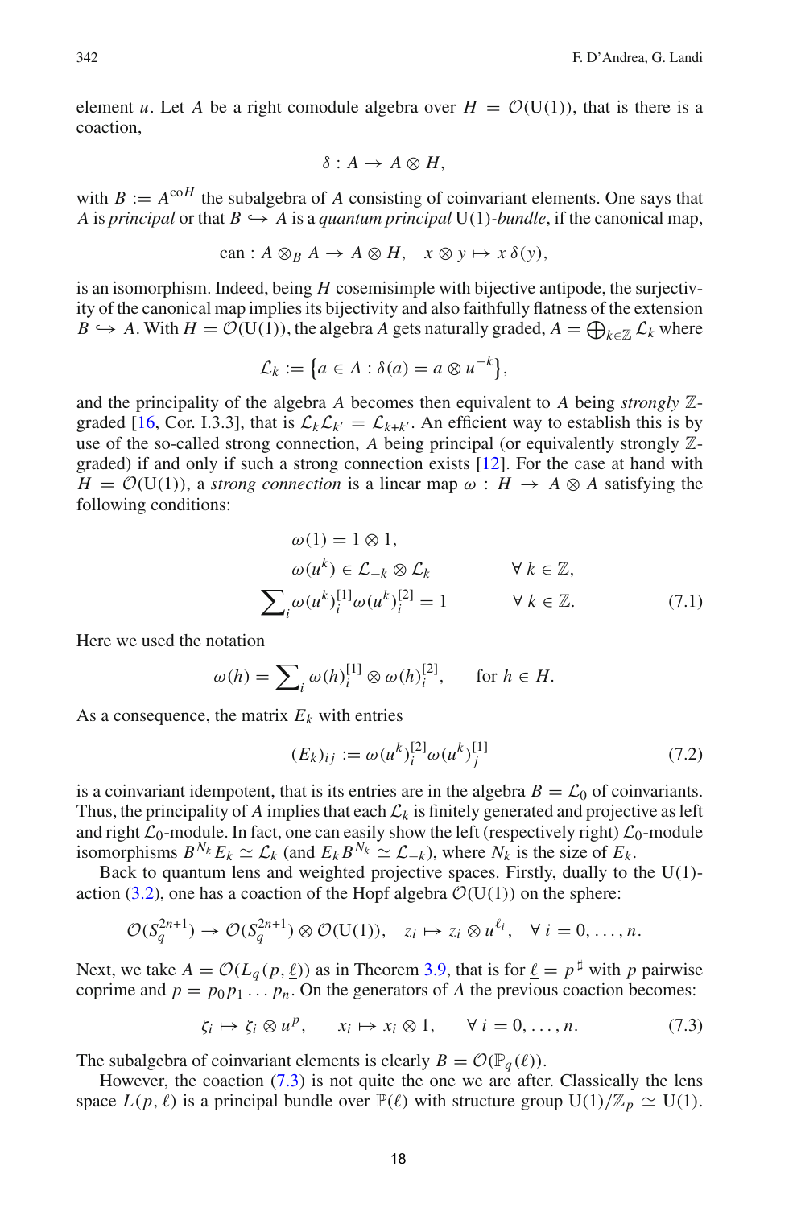element $u$. Let $A$ be a right comodule algebra over $H = \mathcal{O}(\mathrm{U}(1))$, that is there is a coaction,

$$\delta : A \to A \otimes H,$$

with $B := A^{\mathrm{co}H}$ the subalgebra of $A$ consisting of coinvariant elements. One says that $A$ is *principal* or that $B \hookrightarrow A$ is a *quantum principal* U(1)*-bundle*, if the canonical map,

$$\mathrm{can} : A \otimes_B A \to A \otimes H, \quad x \otimes y \mapsto x\,\delta(y),$$

is an isomorphism. Indeed, being $H$ cosemisimple with bijective antipode, the surjectivity of the canonical map implies its bijectivity and also faithfully flatness of the extension $B \hookrightarrow A$. With $H = \mathcal{O}(\mathrm{U}(1))$, the algebra $A$ gets naturally graded, $A = \bigoplus_{k\in\mathbb{Z}} \mathcal{L}_k$ where

$$\mathcal{L}_k := \left\{ a \in A : \delta(a) = a \otimes u^{-k} \right\},$$

and the principality of the algebra $A$ becomes then equivalent to $A$ being *strongly* $\mathbb{Z}$-graded [16, Cor. I.3.3], that is $\mathcal{L}_k\mathcal{L}_{k'} = \mathcal{L}_{k+k'}$. An efficient way to establish this is by use of the so-called strong connection, $A$ being principal (or equivalently strongly $\mathbb{Z}$-graded) if and only if such a strong connection exists [12]. For the case at hand with $H = \mathcal{O}(\mathrm{U}(1))$, a *strong connection* is a linear map $\omega : H \to A \otimes A$ satisfying the following conditions:

$$\begin{aligned} &\omega(1) = 1 \otimes 1, \\ &\omega(u^k) \in \mathcal{L}_{-k} \otimes \mathcal{L}_k \qquad\qquad \forall\, k \in \mathbb{Z}, \\ &\textstyle\sum_i \omega(u^k)_i^{[1]}\omega(u^k)_i^{[2]} = 1 \qquad \forall\, k \in \mathbb{Z}. \end{aligned} \tag{7.1}$$

Here we used the notation

$$\omega(h) = \textstyle\sum_i \omega(h)_i^{[1]} \otimes \omega(h)_i^{[2]}, \qquad \text{for } h \in H.$$

As a consequence, the matrix $E_k$ with entries

$$(E_k)_{ij} := \omega(u^k)_i^{[2]}\omega(u^k)_j^{[1]} \tag{7.2}$$

is a coinvariant idempotent, that is its entries are in the algebra $B = \mathcal{L}_0$ of coinvariants. Thus, the principality of $A$ implies that each $\mathcal{L}_k$ is finitely generated and projective as left and right $\mathcal{L}_0$-module. In fact, one can easily show the left (respectively right) $\mathcal{L}_0$-module isomorphisms $B^{N_k}E_k \simeq \mathcal{L}_k$ (and $E_k B^{N_k} \simeq \mathcal{L}_{-k}$), where $N_k$ is the size of $E_k$.

Back to quantum lens and weighted projective spaces. Firstly, dually to the U(1)-action (3.2), one has a coaction of the Hopf algebra $\mathcal{O}(\mathrm{U}(1))$ on the sphere:

$$\mathcal{O}(S_q^{2n+1}) \to \mathcal{O}(S_q^{2n+1}) \otimes \mathcal{O}(\mathrm{U}(1)), \quad z_i \mapsto z_i \otimes u^{\ell_i}, \quad \forall\, i = 0, \ldots, n.$$

Next, we take $A = \mathcal{O}(L_q(p, \underline{\ell}))$ as in Theorem 3.9, that is for $\underline{\ell} = \underline{p}^\sharp$ with $\underline{p}$ pairwise coprime and $p = p_0 p_1 \ldots p_n$. On the generators of $A$ the previous coaction becomes:

$$\zeta_i \mapsto \zeta_i \otimes u^p, \qquad x_i \mapsto x_i \otimes 1, \qquad \forall\, i = 0, \ldots, n. \tag{7.3}$$

The subalgebra of coinvariant elements is clearly $B = \mathcal{O}(\mathbb{P}_q(\underline{\ell}))$.

However, the coaction (7.3) is not quite the one we are after. Classically the lens space $L(p, \underline{\ell})$ is a principal bundle over $\mathbb{P}(\underline{\ell})$ with structure group $\mathrm{U}(1)/\mathbb{Z}_p \simeq \mathrm{U}(1)$.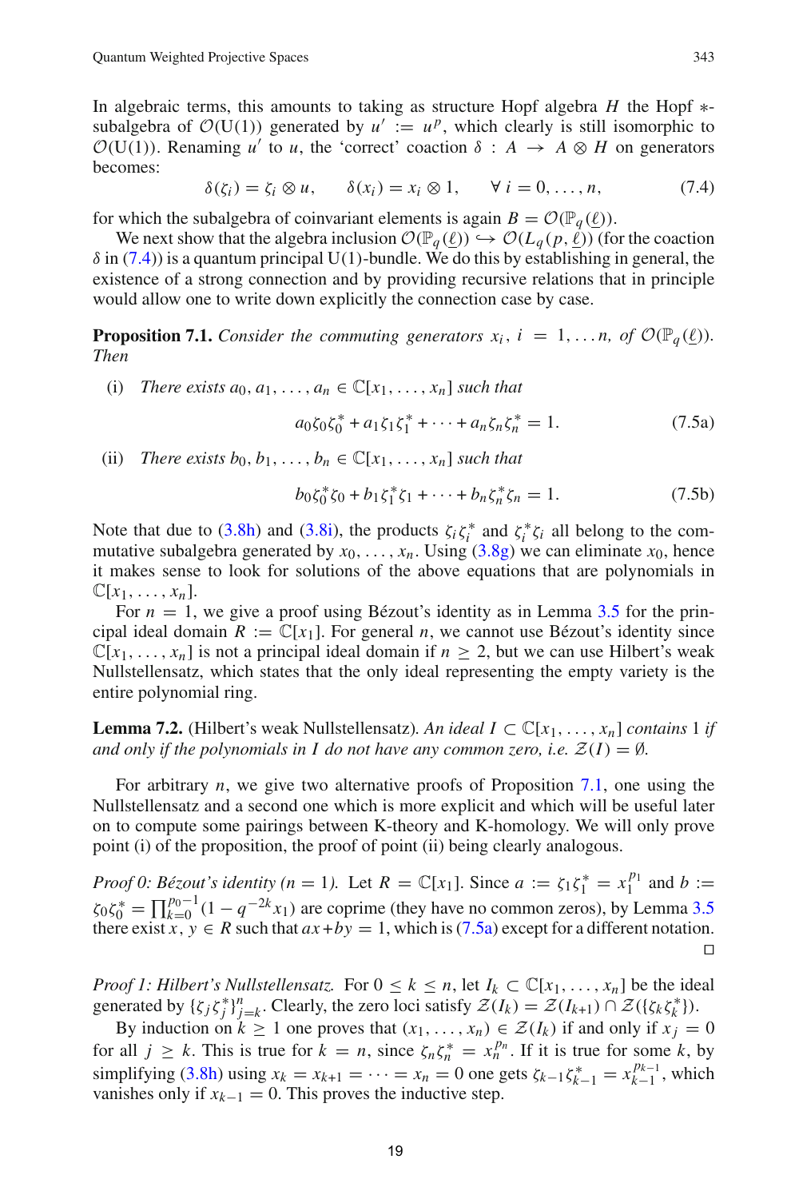In algebraic terms, this amounts to taking as structure Hopf algebra $H$ the Hopf $*$-subalgebra of $\mathcal{O}(\mathrm{U}(1))$ generated by $u' := u^p$, which clearly is still isomorphic to $\mathcal{O}(\mathrm{U}(1))$. Renaming $u'$ to $u$, the 'correct' coaction $\delta : A \to A \otimes H$ on generators becomes:

$$\delta(\zeta_i) = \zeta_i \otimes u, \qquad \delta(x_i) = x_i \otimes 1, \qquad \forall\, i = 0, \dots, n, \tag{7.4}$$

for which the subalgebra of coinvariant elements is again $B = \mathcal{O}(\mathbb{P}_q(\underline{\ell}))$.

We next show that the algebra inclusion $\mathcal{O}(\mathbb{P}_q(\underline{\ell})) \hookrightarrow \mathcal{O}(L_q(p, \underline{\ell}))$ (for the coaction $\delta$ in (7.4)) is a quantum principal U(1)-bundle. We do this by establishing in general, the existence of a strong connection and by providing recursive relations that in principle would allow one to write down explicitly the connection case by case.

**Proposition 7.1.** *Consider the commuting generators $x_i$, $i = 1, \dots n$, of $\mathcal{O}(\mathbb{P}_q(\underline{\ell}))$. Then*

(i) *There exists $a_0, a_1, \dots, a_n \in \mathbb{C}[x_1, \dots, x_n]$ such that*

$$a_0 \zeta_0 \zeta_0^* + a_1 \zeta_1 \zeta_1^* + \cdots + a_n \zeta_n \zeta_n^* = 1. \tag{7.5a}$$

(ii) *There exists $b_0, b_1, \dots, b_n \in \mathbb{C}[x_1, \dots, x_n]$ such that*

$$b_0 \zeta_0^* \zeta_0 + b_1 \zeta_1^* \zeta_1 + \cdots + b_n \zeta_n^* \zeta_n = 1. \tag{7.5b}$$

Note that due to (3.8h) and (3.8i), the products $\zeta_i \zeta_i^*$ and $\zeta_i^* \zeta_i$ all belong to the commutative subalgebra generated by $x_0, \dots, x_n$. Using (3.8g) we can eliminate $x_0$, hence it makes sense to look for solutions of the above equations that are polynomials in $\mathbb{C}[x_1, \dots, x_n]$.

For $n = 1$, we give a proof using Bézout's identity as in Lemma 3.5 for the principal ideal domain $R := \mathbb{C}[x_1]$. For general $n$, we cannot use Bézout's identity since $\mathbb{C}[x_1, \dots, x_n]$ is not a principal ideal domain if $n \geq 2$, but we can use Hilbert's weak Nullstellensatz, which states that the only ideal representing the empty variety is the entire polynomial ring.

**Lemma 7.2.** (Hilbert's weak Nullstellensatz). *An ideal $I \subset \mathbb{C}[x_1, \dots, x_n]$ contains* 1 *if and only if the polynomials in $I$ do not have any common zero, i.e. $\mathcal{Z}(I) = \emptyset$.*

For arbitrary $n$, we give two alternative proofs of Proposition 7.1, one using the Nullstellensatz and a second one which is more explicit and which will be useful later on to compute some pairings between K-theory and K-homology. We will only prove point (i) of the proposition, the proof of point (ii) being clearly analogous.

*Proof 0: Bézout's identity ($n = 1$).* Let $R = \mathbb{C}[x_1]$. Since $a := \zeta_1 \zeta_1^* = x_1^{p_1}$ and $b := \zeta_0 \zeta_0^* = \prod_{k=0}^{p_0 - 1} (1 - q^{-2k} x_1)$ are coprime (they have no common zeros), by Lemma 3.5 there exist $x, y \in R$ such that $ax + by = 1$, which is (7.5a) except for a different notation. □

*Proof 1: Hilbert's Nullstellensatz.* For $0 \leq k \leq n$, let $I_k \subset \mathbb{C}[x_1, \dots, x_n]$ be the ideal generated by $\{\zeta_j \zeta_j^*\}_{j=k}^n$. Clearly, the zero loci satisfy $\mathcal{Z}(I_k) = \mathcal{Z}(I_{k+1}) \cap \mathcal{Z}(\{\zeta_k \zeta_k^*\})$.

By induction on $k \geq 1$ one proves that $(x_1, \dots, x_n) \in \mathcal{Z}(I_k)$ if and only if $x_j = 0$ for all $j \geq k$. This is true for $k = n$, since $\zeta_n \zeta_n^* = x_n^{p_n}$. If it is true for some $k$, by simplifying (3.8h) using $x_k = x_{k+1} = \cdots = x_n = 0$ one gets $\zeta_{k-1} \zeta_{k-1}^* = x_{k-1}^{p_{k-1}}$, which vanishes only if $x_{k-1} = 0$. This proves the inductive step.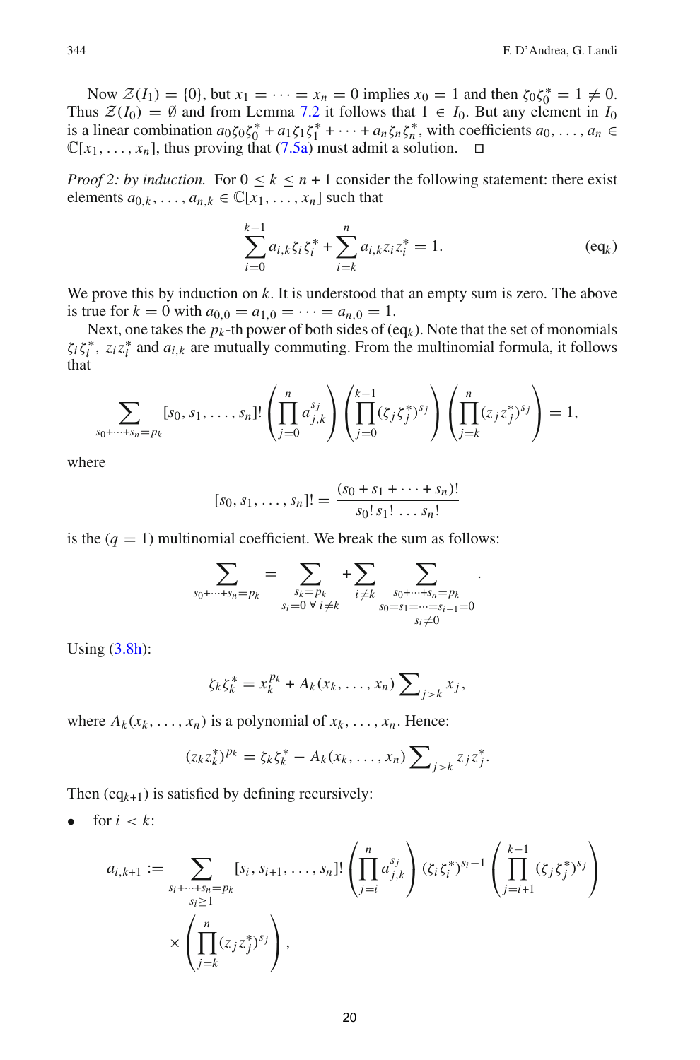Now $\mathcal{Z}(I_1) = \{0\}$, but $x_1 = \cdots = x_n = 0$ implies $x_0 = 1$ and then $\zeta_0\zeta_0^* = 1 \neq 0$. Thus $\mathcal{Z}(I_0) = \emptyset$ and from Lemma 7.2 it follows that $1 \in I_0$. But any element in $I_0$ is a linear combination $a_0\zeta_0\zeta_0^* + a_1\zeta_1\zeta_1^* + \cdots + a_n\zeta_n\zeta_n^*$, with coefficients $a_0, \ldots, a_n \in \mathbb{C}[x_1, \ldots, x_n]$, thus proving that (7.5a) must admit a solution. □

*Proof 2: by induction.* For $0 \leq k \leq n+1$ consider the following statement: there exist elements $a_{0,k}, \ldots, a_{n,k} \in \mathbb{C}[x_1, \ldots, x_n]$ such that

$$\sum_{i=0}^{k-1} a_{i,k}\zeta_i\zeta_i^* + \sum_{i=k}^{n} a_{i,k} z_i z_i^* = 1. \qquad (\mathrm{eq}_k)$$

We prove this by induction on $k$. It is understood that an empty sum is zero. The above is true for $k = 0$ with $a_{0,0} = a_{1,0} = \cdots = a_{n,0} = 1$.

Next, one takes the $p_k$-th power of both sides of $(\mathrm{eq}_k)$. Note that the set of monomials $\zeta_i\zeta_i^*$, $z_i z_i^*$ and $a_{i,k}$ are mutually commuting. From the multinomial formula, it follows that

$$\sum_{s_0+\cdots+s_n=p_k} [s_0, s_1, \ldots, s_n]! \left(\prod_{j=0}^{n} a_{j,k}^{s_j}\right)\left(\prod_{j=0}^{k-1}(\zeta_j\zeta_j^*)^{s_j}\right)\left(\prod_{j=k}^{n}(z_j z_j^*)^{s_j}\right) = 1,$$

where

$$[s_0, s_1, \ldots, s_n]! = \frac{(s_0 + s_1 + \cdots + s_n)!}{s_0!\, s_1! \ldots s_n!}$$

is the ($q = 1$) multinomial coefficient. We break the sum as follows:

$$\sum_{s_0+\cdots+s_n=p_k} = \sum_{\substack{s_k=p_k \\ s_i=0\ \forall\, i\neq k}} + \sum_{i\neq k} \sum_{\substack{s_0+\cdots+s_n=p_k \\ s_0=s_1=\cdots=s_{i-1}=0 \\ s_i\neq 0}} .$$

Using (3.8h):

$$\zeta_k\zeta_k^* = x_k^{p_k} + A_k(x_k, \ldots, x_n)\sum\nolimits_{j>k} x_j,$$

where $A_k(x_k, \ldots, x_n)$ is a polynomial of $x_k, \ldots, x_n$. Hence:

$$(z_k z_k^*)^{p_k} = \zeta_k\zeta_k^* - A_k(x_k, \ldots, x_n)\sum\nolimits_{j>k} z_j z_j^*.$$

Then $(\mathrm{eq}_{k+1})$ is satisfied by defining recursively:

- for $i < k$:

$$a_{i,k+1} := \sum_{\substack{s_i+\cdots+s_n=p_k \\ s_i\geq 1}} [s_i, s_{i+1}, \ldots, s_n]! \left(\prod_{j=i}^{n} a_{j,k}^{s_j}\right)(\zeta_i\zeta_i^*)^{s_i-1}\left(\prod_{j=i+1}^{k-1}(\zeta_j\zeta_j^*)^{s_j}\right) \times \left(\prod_{j=k}^{n}(z_j z_j^*)^{s_j}\right),$$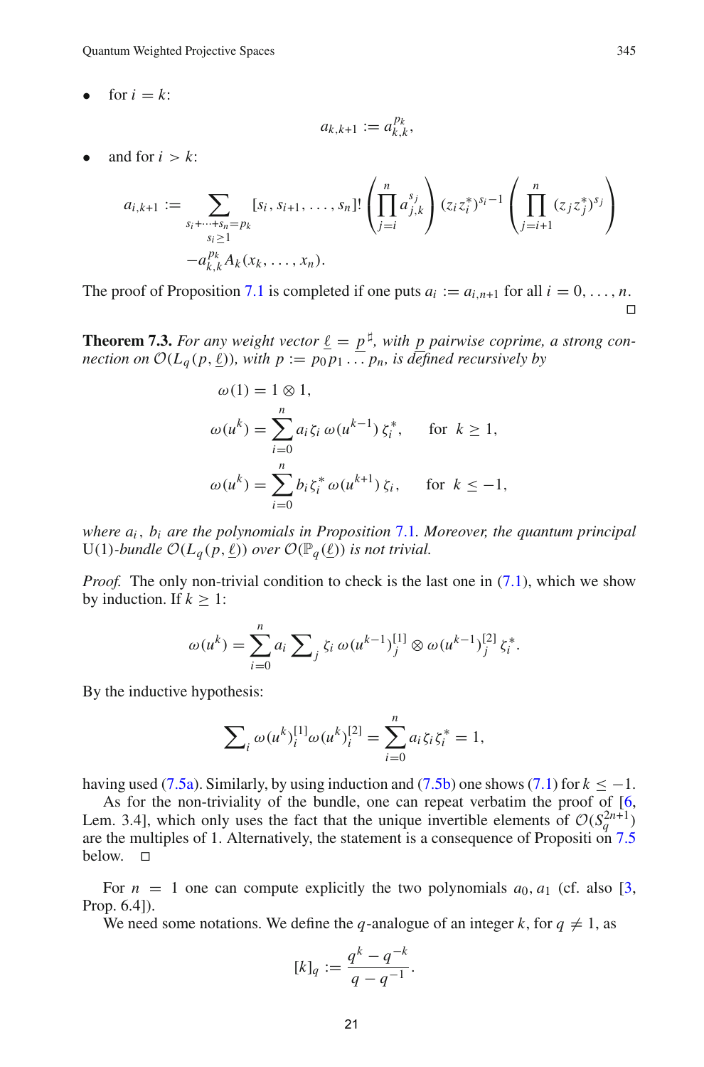- for $i = k$:

$$a_{k,k+1} := a_{k,k}^{p_k},$$

- and for $i > k$:

$$a_{i,k+1} := \sum_{\substack{s_i+\dots+s_n=p_k \\ s_i \geq 1}} [s_i, s_{i+1}, \dots, s_n]! \left( \prod_{j=i}^{n} a_{j,k}^{s_j} \right) (z_i z_i^*)^{s_i - 1} \left( \prod_{j=i+1}^{n} (z_j z_j^*)^{s_j} \right)$$
$$-a_{k,k}^{p_k} A_k(x_k, \dots, x_n).$$

The proof of Proposition 7.1 is completed if one puts $a_i := a_{i,n+1}$ for all $i = 0, \dots, n$. □

**Theorem 7.3.** *For any weight vector $\underline{\ell} = \underline{p}^\sharp$, with $\underline{p}$ pairwise coprime, a strong connection on $\mathcal{O}(L_q(p, \underline{\ell}))$, with $p := p_0 p_1 \dots p_n$, is defined recursively by*

$$\omega(1) = 1 \otimes 1,$$
$$\omega(u^k) = \sum_{i=0}^{n} a_i \zeta_i \, \omega(u^{k-1}) \, \zeta_i^*, \qquad \text{for } \; k \geq 1,$$
$$\omega(u^k) = \sum_{i=0}^{n} b_i \zeta_i^* \, \omega(u^{k+1}) \, \zeta_i, \qquad \text{for } \; k \leq -1,$$

*where $a_i$, $b_i$ are the polynomials in Proposition 7.1. Moreover, the quantum principal* U(1)*-bundle $\mathcal{O}(L_q(p, \underline{\ell}))$ over $\mathcal{O}(\mathbb{P}_q(\underline{\ell}))$ is not trivial.*

*Proof.* The only non-trivial condition to check is the last one in (7.1), which we show by induction. If $k \geq 1$:

$$\omega(u^k) = \sum_{i=0}^{n} a_i \sum\nolimits_j \zeta_i \, \omega(u^{k-1})_j^{[1]} \otimes \omega(u^{k-1})_j^{[2]} \, \zeta_i^*.$$

By the inductive hypothesis:

$$\sum\nolimits_i \omega(u^k)_i^{[1]} \omega(u^k)_i^{[2]} = \sum_{i=0}^{n} a_i \zeta_i \zeta_i^* = 1,$$

having used (7.5a). Similarly, by using induction and (7.5b) one shows (7.1) for $k \leq -1$.

As for the non-triviality of the bundle, one can repeat verbatim the proof of [6, Lem. 3.4], which only uses the fact that the unique invertible elements of $\mathcal{O}(S_q^{2n+1})$ are the multiples of 1. Alternatively, the statement is a consequence of Propositi on 7.5 below. □

For $n = 1$ one can compute explicitly the two polynomials $a_0, a_1$ (cf. also [3, Prop. 6.4]).

We need some notations. We define the $q$-analogue of an integer $k$, for $q \neq 1$, as

$$[k]_q := \frac{q^k - q^{-k}}{q - q^{-1}}.$$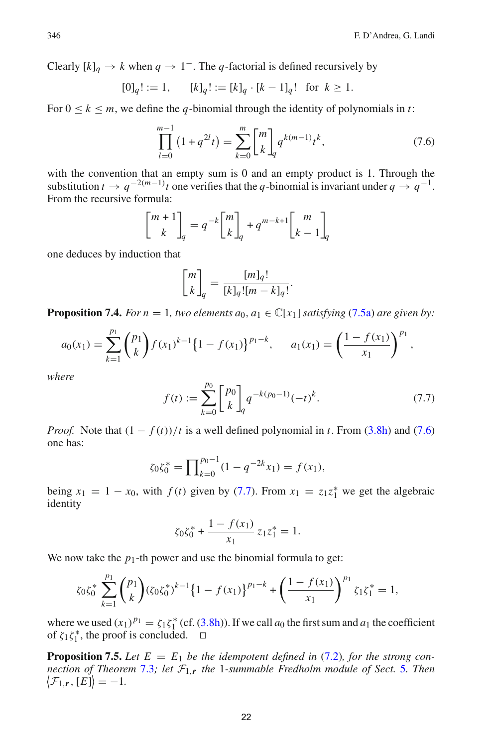Clearly $[k]_q \to k$ when $q \to 1^-$. The $q$-factorial is defined recursively by

$$[0]_q! := 1, \qquad [k]_q! := [k]_q \cdot [k-1]_q! \quad \text{for } k \geq 1.$$

For $0 \leq k \leq m$, we define the $q$-binomial through the identity of polynomials in $t$:

$$\prod_{l=0}^{m-1} \left(1 + q^{2l} t\right) = \sum_{k=0}^{m} \begin{bmatrix} m \\ k \end{bmatrix}_q q^{k(m-1)} t^k, \tag{7.6}$$

with the convention that an empty sum is 0 and an empty product is 1. Through the substitution $t \to q^{-2(m-1)} t$ one verifies that the $q$-binomial is invariant under $q \to q^{-1}$. From the recursive formula:

$$\begin{bmatrix} m+1 \\ k \end{bmatrix}_q = q^{-k} \begin{bmatrix} m \\ k \end{bmatrix}_q + q^{m-k+1} \begin{bmatrix} m \\ k-1 \end{bmatrix}_q$$

one deduces by induction that

$$\begin{bmatrix} m \\ k \end{bmatrix}_q = \frac{[m]_q!}{[k]_q![m-k]_q!}.$$

**Proposition 7.4.** *For $n = 1$, two elements $a_0, a_1 \in \mathbb{C}[x_1]$ satisfying (7.5a) are given by:*

$$a_0(x_1) = \sum_{k=1}^{p_1} \binom{p_1}{k} f(x_1)^{k-1} \left\{1 - f(x_1)\right\}^{p_1 - k}, \qquad a_1(x_1) = \left(\frac{1 - f(x_1)}{x_1}\right)^{p_1},$$

*where*

$$f(t) := \sum_{k=0}^{p_0} \begin{bmatrix} p_0 \\ k \end{bmatrix}_q q^{-k(p_0-1)} (-t)^k. \tag{7.7}$$

*Proof.* Note that $(1 - f(t))/t$ is a well defined polynomial in $t$. From (3.8h) and (7.6) one has:

$$\zeta_0 \zeta_0^* = \prod\nolimits_{k=0}^{p_0-1} (1 - q^{-2k} x_1) = f(x_1),$$

being $x_1 = 1 - x_0$, with $f(t)$ given by (7.7). From $x_1 = z_1 z_1^*$ we get the algebraic identity

$$\zeta_0 \zeta_0^* + \frac{1 - f(x_1)}{x_1} z_1 z_1^* = 1.$$

We now take the $p_1$-th power and use the binomial formula to get:

$$\zeta_0 \zeta_0^* \sum_{k=1}^{p_1} \binom{p_1}{k} (\zeta_0 \zeta_0^*)^{k-1} \left\{1 - f(x_1)\right\}^{p_1 - k} + \left(\frac{1 - f(x_1)}{x_1}\right)^{p_1} \zeta_1 \zeta_1^* = 1,$$

where we used $(x_1)^{p_1} = \zeta_1 \zeta_1^*$ (cf. (3.8h)). If we call $a_0$ the first sum and $a_1$ the coefficient of $\zeta_1 \zeta_1^*$, the proof is concluded. $\square$

**Proposition 7.5.** *Let $E = E_1$ be the idempotent defined in (7.2), for the strong connection of Theorem 7.3; let $\mathcal{F}_{1,\boldsymbol{r}}$ the 1-summable Fredholm module of Sect. 5. Then $\langle \mathcal{F}_{1,\boldsymbol{r}}, [E] \rangle = -1$.*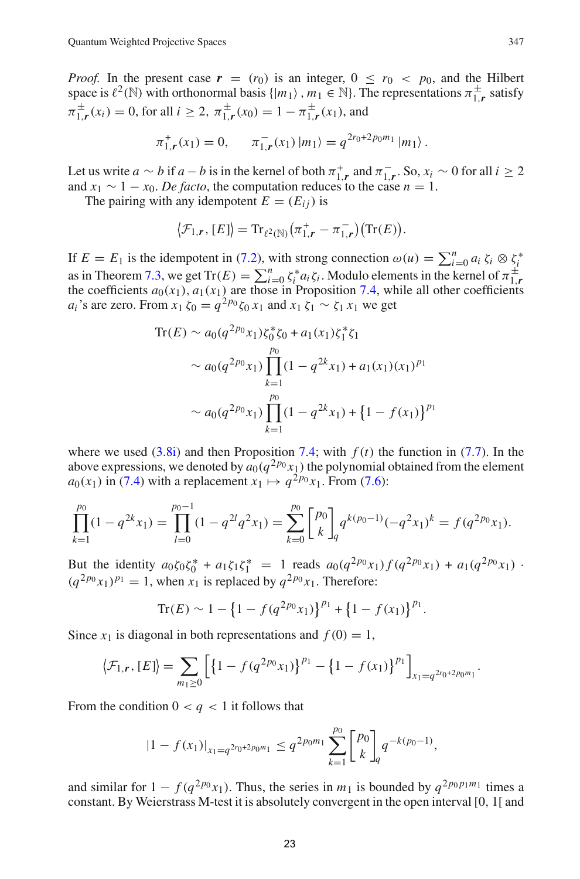*Proof.* In the present case $\boldsymbol{r} = (r_0)$ is an integer, $0 \le r_0 < p_0$, and the Hilbert space is $\ell^2(\mathbb{N})$ with orthonormal basis $\{|m_1\rangle, m_1 \in \mathbb{N}\}$. The representations $\pi^{\pm}_{1,\boldsymbol{r}}$ satisfy $\pi^{\pm}_{1,\boldsymbol{r}}(x_i) = 0$, for all $i \ge 2$, $\pi^{\pm}_{1,\boldsymbol{r}}(x_0) = 1 - \pi^{\pm}_{1,\boldsymbol{r}}(x_1)$, and

$$\pi^{+}_{1,\boldsymbol{r}}(x_1) = 0, \qquad \pi^{-}_{1,\boldsymbol{r}}(x_1)\,|m_1\rangle = q^{2r_0+2p_0m_1}\,|m_1\rangle\,.$$

Let us write $a \sim b$ if $a - b$ is in the kernel of both $\pi^{+}_{1,\boldsymbol{r}}$ and $\pi^{-}_{1,\boldsymbol{r}}$. So, $x_i \sim 0$ for all $i \ge 2$ and $x_1 \sim 1 - x_0$. *De facto*, the computation reduces to the case $n = 1$.

The pairing with any idempotent $E = (E_{ij})$ is

$$\big\langle \mathcal{F}_{1,\boldsymbol{r}}, [E] \big\rangle = \mathrm{Tr}_{\ell^2(\mathbb{N})}\big(\pi^{+}_{1,\boldsymbol{r}} - \pi^{-}_{1,\boldsymbol{r}}\big)\big(\mathrm{Tr}(E)\big).$$

If $E = E_1$ is the idempotent in (7.2), with strong connection $\omega(u) = \sum_{i=0}^{n} a_i\,\zeta_i \otimes \zeta_i^*$ as in Theorem 7.3, we get $\mathrm{Tr}(E) = \sum_{i=0}^{n} \zeta_i^* a_i \zeta_i$. Modulo elements in the kernel of $\pi^{\pm}_{1,\boldsymbol{r}}$ the coefficients $a_0(x_1), a_1(x_1)$ are those in Proposition 7.4, while all other coefficients $a_i$'s are zero. From $x_1\,\zeta_0 = q^{2p_0}\zeta_0\,x_1$ and $x_1\,\zeta_1 \sim \zeta_1\,x_1$ we get

$$\begin{aligned}
\mathrm{Tr}(E) &\sim a_0(q^{2p_0}x_1)\zeta_0^*\zeta_0 + a_1(x_1)\zeta_1^*\zeta_1 \\
&\sim a_0(q^{2p_0}x_1)\prod_{k=1}^{p_0}(1 - q^{2k}x_1) + a_1(x_1)(x_1)^{p_1} \\
&\sim a_0(q^{2p_0}x_1)\prod_{k=1}^{p_0}(1 - q^{2k}x_1) + \big\{1 - f(x_1)\big\}^{p_1}
\end{aligned}$$

where we used (3.8i) and then Proposition 7.4; with $f(t)$ the function in (7.7). In the above expressions, we denoted by $a_0(q^{2p_0}x_1)$ the polynomial obtained from the element $a_0(x_1)$ in (7.4) with a replacement $x_1 \mapsto q^{2p_0}x_1$. From (7.6):

$$\prod_{k=1}^{p_0}(1 - q^{2k}x_1) = \prod_{l=0}^{p_0-1}(1 - q^{2l}q^2x_1) = \sum_{k=0}^{p_0}\begin{bmatrix} p_0 \\ k \end{bmatrix}_q q^{k(p_0-1)}(-q^2x_1)^k = f(q^{2p_0}x_1).$$

But the identity $a_0\zeta_0\zeta_0^* + a_1\zeta_1\zeta_1^* = 1$ reads $a_0(q^{2p_0}x_1)f(q^{2p_0}x_1) + a_1(q^{2p_0}x_1)\cdot(q^{2p_0}x_1)^{p_1} = 1$, when $x_1$ is replaced by $q^{2p_0}x_1$. Therefore:

$$\mathrm{Tr}(E) \sim 1 - \big\{1 - f(q^{2p_0}x_1)\big\}^{p_1} + \big\{1 - f(x_1)\big\}^{p_1}.$$

Since $x_1$ is diagonal in both representations and $f(0) = 1$,

$$\big\langle \mathcal{F}_{1,\boldsymbol{r}}, [E] \big\rangle = \sum_{m_1 \ge 0}\Big[\big\{1 - f(q^{2p_0}x_1)\big\}^{p_1} - \big\{1 - f(x_1)\big\}^{p_1}\Big]_{x_1 = q^{2r_0+2p_0m_1}}.$$

From the condition $0 < q < 1$ it follows that

$$|1 - f(x_1)|_{x_1 = q^{2r_0+2p_0m_1}} \le q^{2p_0m_1}\sum_{k=1}^{p_0}\begin{bmatrix} p_0 \\ k \end{bmatrix}_q q^{-k(p_0-1)},$$

and similar for $1 - f(q^{2p_0}x_1)$. Thus, the series in $m_1$ is bounded by $q^{2p_0p_1m_1}$ times a constant. By Weierstrass M-test it is absolutely convergent in the open interval $[0, 1[$ and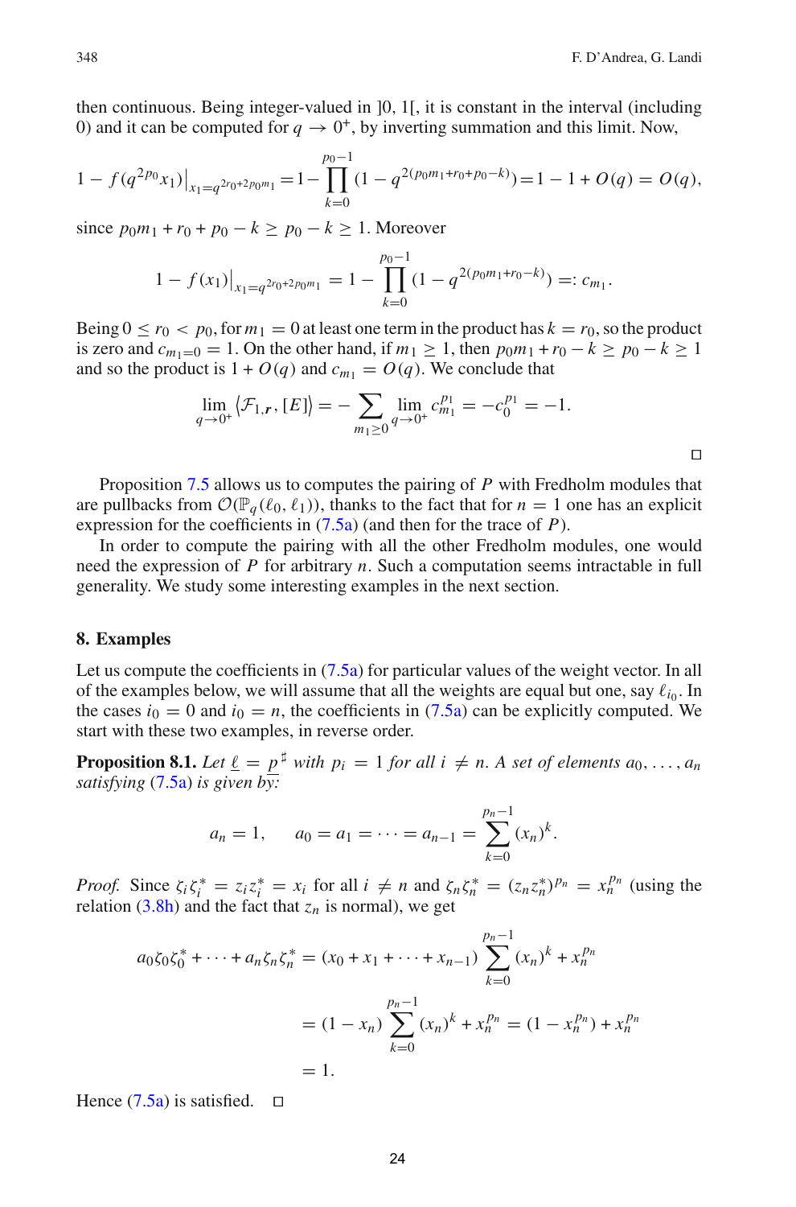then continuous. Being integer-valued in $]0,1[$, it is constant in the interval (including 0) and it can be computed for $q \to 0^+$, by inverting summation and this limit. Now,

$$1 - f(q^{2p_0}x_1)\big|_{x_1=q^{2r_0+2p_0m_1}} = 1 - \prod_{k=0}^{p_0-1}(1-q^{2(p_0m_1+r_0+p_0-k)}) = 1-1+O(q) = O(q),$$

since $p_0m_1 + r_0 + p_0 - k \geq p_0 - k \geq 1$. Moreover

$$1 - f(x_1)\big|_{x_1=q^{2r_0+2p_0m_1}} = 1 - \prod_{k=0}^{p_0-1}(1-q^{2(p_0m_1+r_0-k)}) =: c_{m_1}.$$

Being $0 \leq r_0 < p_0$, for $m_1 = 0$ at least one term in the product has $k = r_0$, so the product is zero and $c_{m_1=0} = 1$. On the other hand, if $m_1 \geq 1$, then $p_0m_1 + r_0 - k \geq p_0 - k \geq 1$ and so the product is $1 + O(q)$ and $c_{m_1} = O(q)$. We conclude that

$$\lim_{q\to 0^+}\langle \mathcal{F}_{1,\boldsymbol{r}},[E]\rangle = -\sum_{m_1\geq 0}\lim_{q\to 0^+} c_{m_1}^{p_1} = -c_0^{p_1} = -1.$$

□

Proposition 7.5 allows us to computes the pairing of $P$ with Fredholm modules that are pullbacks from $\mathcal{O}(\mathbb{P}_q(\ell_0,\ell_1))$, thanks to the fact that for $n=1$ one has an explicit expression for the coefficients in (7.5a) (and then for the trace of $P$).

In order to compute the pairing with all the other Fredholm modules, one would need the expression of $P$ for arbitrary $n$. Such a computation seems intractable in full generality. We study some interesting examples in the next section.

## 8. Examples

Let us compute the coefficients in (7.5a) for particular values of the weight vector. In all of the examples below, we will assume that all the weights are equal but one, say $\ell_{i_0}$. In the cases $i_0 = 0$ and $i_0 = n$, the coefficients in (7.5a) can be explicitly computed. We start with these two examples, in reverse order.

**Proposition 8.1.** *Let $\underline{\ell} = \underline{p}^\sharp$ with $p_i = 1$ for all $i \neq n$. A set of elements $a_0,\dots,a_n$ satisfying (7.5a) is given by:*

$$a_n = 1, \qquad a_0 = a_1 = \cdots = a_{n-1} = \sum_{k=0}^{p_n-1}(x_n)^k.$$

*Proof.* Since $\zeta_i\zeta_i^* = z_iz_i^* = x_i$ for all $i \neq n$ and $\zeta_n\zeta_n^* = (z_nz_n^*)^{p_n} = x_n^{p_n}$ (using the relation (3.8h) and the fact that $z_n$ is normal), we get

$$\begin{aligned}
a_0\zeta_0\zeta_0^* + \cdots + a_n\zeta_n\zeta_n^* &= (x_0 + x_1 + \cdots + x_{n-1})\sum_{k=0}^{p_n-1}(x_n)^k + x_n^{p_n} \\
&= (1-x_n)\sum_{k=0}^{p_n-1}(x_n)^k + x_n^{p_n} = (1-x_n^{p_n}) + x_n^{p_n} \\
&= 1.
\end{aligned}$$

Hence (7.5a) is satisfied. □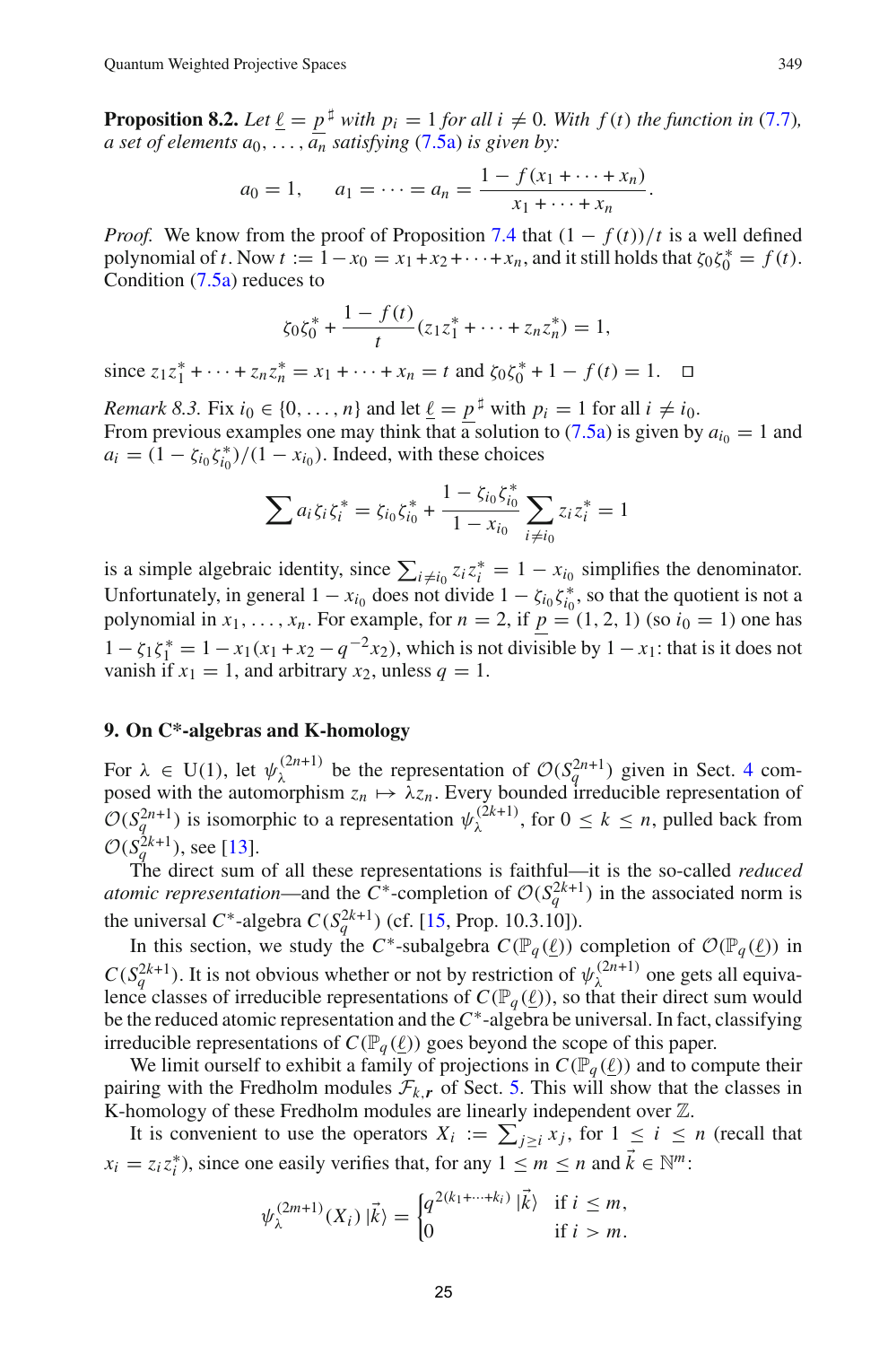**Proposition 8.2.** *Let $\underline{\ell} = \underline{p}^\sharp$ with $p_i = 1$ for all $i \neq 0$. With $f(t)$ the function in (7.7), a set of elements $a_0, \dots, a_n$ satisfying (7.5a) is given by:*

$$a_0 = 1, \qquad a_1 = \dots = a_n = \frac{1 - f(x_1 + \dots + x_n)}{x_1 + \dots + x_n}.$$

*Proof.* We know from the proof of Proposition 7.4 that $(1 - f(t))/t$ is a well defined polynomial of $t$. Now $t := 1 - x_0 = x_1 + x_2 + \dots + x_n$, and it still holds that $\zeta_0 \zeta_0^* = f(t)$. Condition (7.5a) reduces to

$$\zeta_0 \zeta_0^* + \frac{1 - f(t)}{t}(z_1 z_1^* + \dots + z_n z_n^*) = 1,$$

since $z_1 z_1^* + \dots + z_n z_n^* = x_1 + \dots + x_n = t$ and $\zeta_0 \zeta_0^* + 1 - f(t) = 1$. □

*Remark 8.3.* Fix $i_0 \in \{0, \dots, n\}$ and let $\underline{\ell} = \underline{p}^\sharp$ with $p_i = 1$ for all $i \neq i_0$. From previous examples one may think that a solution to (7.5a) is given by $a_{i_0} = 1$ and $a_i = (1 - \zeta_{i_0} \zeta_{i_0}^*)/(1 - x_{i_0})$. Indeed, with these choices

$$\sum a_i \zeta_i \zeta_i^* = \zeta_{i_0} \zeta_{i_0}^* + \frac{1 - \zeta_{i_0} \zeta_{i_0}^*}{1 - x_{i_0}} \sum_{i \neq i_0} z_i z_i^* = 1$$

is a simple algebraic identity, since $\sum_{i \neq i_0} z_i z_i^* = 1 - x_{i_0}$ simplifies the denominator. Unfortunately, in general $1 - x_{i_0}$ does not divide $1 - \zeta_{i_0} \zeta_{i_0}^*$, so that the quotient is not a polynomial in $x_1, \dots, x_n$. For example, for $n = 2$, if $\underline{p} = (1, 2, 1)$ (so $i_0 = 1$) one has $1 - \zeta_1 \zeta_1^* = 1 - x_1(x_1 + x_2 - q^{-2} x_2)$, which is not divisible by $1 - x_1$: that is it does not vanish if $x_1 = 1$, and arbitrary $x_2$, unless $q = 1$.

## 9. On C*-algebras and K-homology

For $\lambda \in U(1)$, let $\psi_\lambda^{(2n+1)}$ be the representation of $\mathcal{O}(S_q^{2n+1})$ given in Sect. 4 composed with the automorphism $z_n \mapsto \lambda z_n$. Every bounded irreducible representation of $\mathcal{O}(S_q^{2n+1})$ is isomorphic to a representation $\psi_\lambda^{(2k+1)}$, for $0 \leq k \leq n$, pulled back from $\mathcal{O}(S_q^{2k+1})$, see [13].

The direct sum of all these representations is faithful—it is the so-called *reduced atomic representation*—and the $C^*$-completion of $\mathcal{O}(S_q^{2k+1})$ in the associated norm is the universal $C^*$-algebra $C(S_q^{2k+1})$ (cf. [15, Prop. 10.3.10]).

In this section, we study the $C^*$-subalgebra $C(\mathbb{P}_q(\underline{\ell}))$ completion of $\mathcal{O}(\mathbb{P}_q(\underline{\ell}))$ in $C(S_q^{2k+1})$. It is not obvious whether or not by restriction of $\psi_\lambda^{(2n+1)}$ one gets all equivalence classes of irreducible representations of $C(\mathbb{P}_q(\underline{\ell}))$, so that their direct sum would be the reduced atomic representation and the $C^*$-algebra be universal. In fact, classifying irreducible representations of $C(\mathbb{P}_q(\underline{\ell}))$ goes beyond the scope of this paper.

We limit ourself to exhibit a family of projections in $C(\mathbb{P}_q(\underline{\ell}))$ and to compute their pairing with the Fredholm modules $\mathcal{F}_{k,\boldsymbol{r}}$ of Sect. 5. This will show that the classes in K-homology of these Fredholm modules are linearly independent over $\mathbb{Z}$.

It is convenient to use the operators $X_i := \sum_{j \geq i} x_j$, for $1 \leq i \leq n$ (recall that $x_i = z_i z_i^*$), since one easily verifies that, for any $1 \leq m \leq n$ and $\vec{k} \in \mathbb{N}^m$:

$$\psi_\lambda^{(2m+1)}(X_i)\,|\vec{k}\rangle = \begin{cases} q^{2(k_1 + \dots + k_i)}\,|\vec{k}\rangle & \text{if } i \leq m, \\ 0 & \text{if } i > m. \end{cases}$$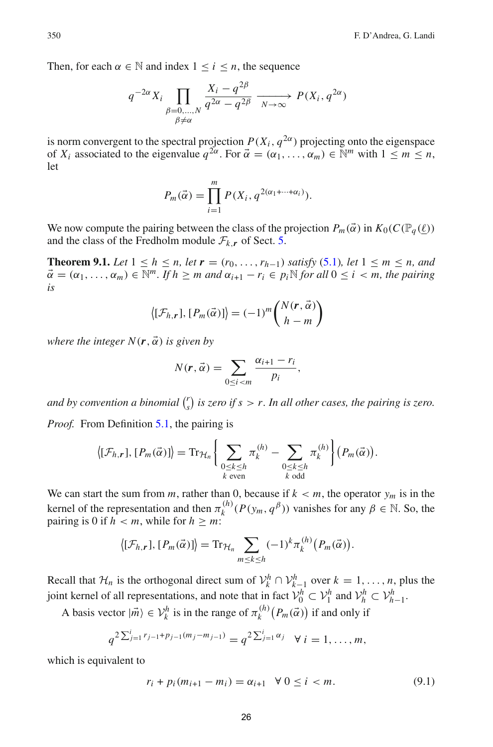Then, for each $\alpha \in \mathbb{N}$ and index $1 \leq i \leq n$, the sequence

$$q^{-2\alpha} X_i \prod_{\substack{\beta=0,\dots,N \\ \beta \neq \alpha}} \frac{X_i - q^{2\beta}}{q^{2\alpha} - q^{2\beta}} \xrightarrow[N \to \infty]{} P(X_i, q^{2\alpha})$$

is norm convergent to the spectral projection $P(X_i, q^{2\alpha})$ projecting onto the eigenspace of $X_i$ associated to the eigenvalue $q^{2\alpha}$. For $\vec{\alpha} = (\alpha_1, \dots, \alpha_m) \in \mathbb{N}^m$ with $1 \leq m \leq n$, let

$$P_m(\vec{\alpha}) = \prod_{i=1}^{m} P(X_i, q^{2(\alpha_1 + \cdots + \alpha_i)}).$$

We now compute the pairing between the class of the projection $P_m(\vec{\alpha})$ in $K_0(C(\mathbb{P}_q(\underline{\ell}))$ and the class of the Fredholm module $\mathcal{F}_{k,\boldsymbol{r}}$ of Sect. 5.

**Theorem 9.1.** *Let $1 \leq h \leq n$, let $\boldsymbol{r} = (r_0, \dots, r_{h-1})$ satisfy (5.1), let $1 \leq m \leq n$, and $\vec{\alpha} = (\alpha_1, \dots, \alpha_m) \in \mathbb{N}^m$. If $h \geq m$ and $\alpha_{i+1} - r_i \in p_i\mathbb{N}$ for all $0 \leq i < m$, the pairing is*

$$\big\langle [\mathcal{F}_{h,\boldsymbol{r}}], [P_m(\vec{\alpha})] \big\rangle = (-1)^m \binom{N(\boldsymbol{r}, \vec{\alpha})}{h - m}$$

*where the integer $N(\boldsymbol{r}, \vec{\alpha})$ is given by*

$$N(\boldsymbol{r}, \vec{\alpha}) = \sum_{0 \leq i < m} \frac{\alpha_{i+1} - r_i}{p_i},$$

*and by convention a binomial $\binom{r}{s}$ is zero if $s > r$. In all other cases, the pairing is zero.*

*Proof.* From Definition 5.1, the pairing is

$$\big\langle [\mathcal{F}_{h,\boldsymbol{r}}], [P_m(\vec{\alpha})] \big\rangle = \mathrm{Tr}_{\mathcal{H}_n} \Bigg\{ \sum_{\substack{0 \leq k \leq h \\ k \text{ even}}} \pi_k^{(h)} - \sum_{\substack{0 \leq k \leq h \\ k \text{ odd}}} \pi_k^{(h)} \Bigg\} \big(P_m(\vec{\alpha})\big).$$

We can start the sum from $m$, rather than 0, because if $k < m$, the operator $y_m$ is in the kernel of the representation and then $\pi_k^{(h)}(P(y_m, q^\beta))$ vanishes for any $\beta \in \mathbb{N}$. So, the pairing is 0 if $h < m$, while for $h \geq m$:

$$\big\langle [\mathcal{F}_{h,\boldsymbol{r}}], [P_m(\vec{\alpha})] \big\rangle = \mathrm{Tr}_{\mathcal{H}_n} \sum_{m \leq k \leq h} (-1)^k \pi_k^{(h)}\big(P_m(\vec{\alpha})\big).$$

Recall that $\mathcal{H}_n$ is the orthogonal direct sum of $\mathcal{V}_k^h \cap \mathcal{V}_{k-1}^h$ over $k = 1, \dots, n$, plus the joint kernel of all representations, and note that in fact $\mathcal{V}_0^h \subset \mathcal{V}_1^h$ and $\mathcal{V}_h^h \subset \mathcal{V}_{h-1}^h$.

A basis vector $|\vec{m}\rangle \in \mathcal{V}_k^h$ is in the range of $\pi_k^{(h)}\big(P_m(\vec{\alpha})\big)$ if and only if

$$q^{2\sum_{j=1}^{i} r_{j-1} + p_{j-1}(m_j - m_{j-1})} = q^{2\sum_{j=1}^{i} \alpha_j} \quad \forall\, i = 1, \dots, m,$$

which is equivalent to

$$r_i + p_i(m_{i+1} - m_i) = \alpha_{i+1} \quad \forall\, 0 \leq i < m. \tag{9.1}$$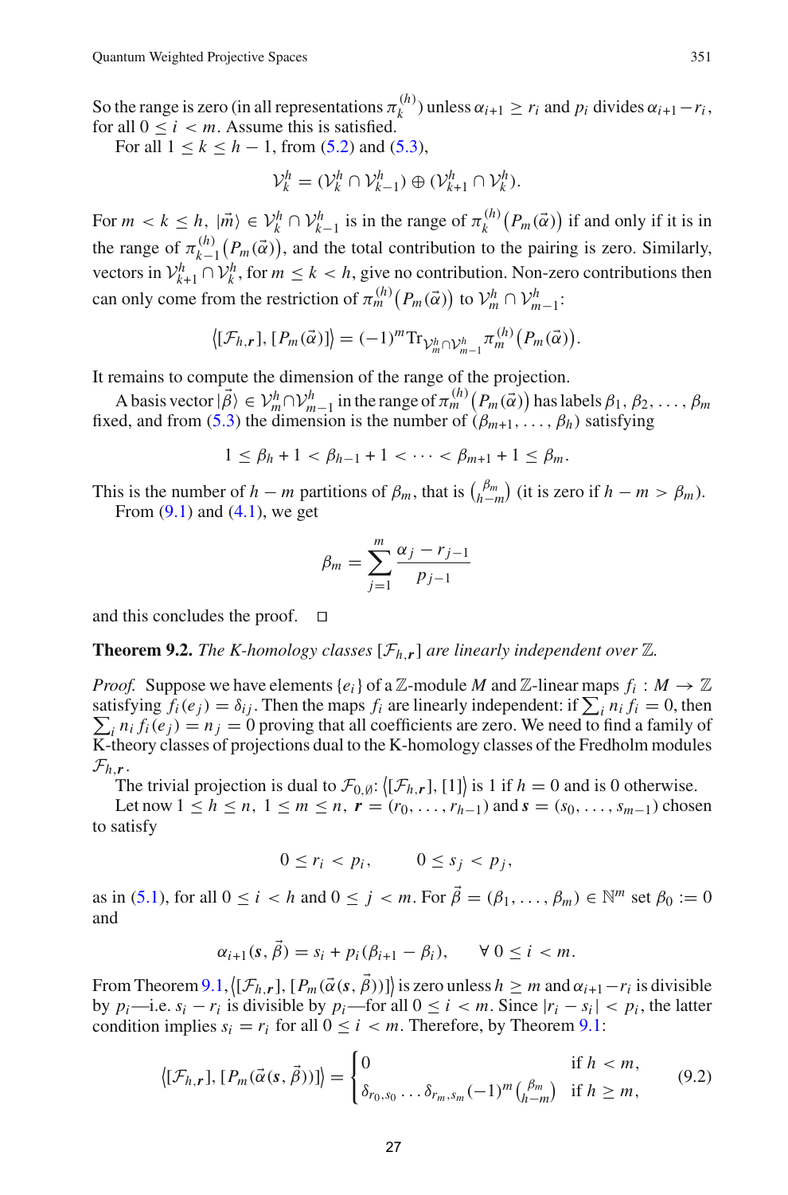So the range is zero (in all representations $\pi_k^{(h)}$) unless $\alpha_{i+1} \geq r_i$ and $p_i$ divides $\alpha_{i+1} - r_i$, for all $0 \leq i < m$. Assume this is satisfied.

For all $1 \leq k \leq h-1$, from (5.2) and (5.3),

$$\mathcal{V}_k^h = (\mathcal{V}_k^h \cap \mathcal{V}_{k-1}^h) \oplus (\mathcal{V}_{k+1}^h \cap \mathcal{V}_k^h).$$

For $m < k \leq h$, $|\vec{m}\rangle \in \mathcal{V}_k^h \cap \mathcal{V}_{k-1}^h$ is in the range of $\pi_k^{(h)}\big(P_m(\vec{\alpha})\big)$ if and only if it is in the range of $\pi_{k-1}^{(h)}\big(P_m(\vec{\alpha})\big)$, and the total contribution to the pairing is zero. Similarly, vectors in $\mathcal{V}_{k+1}^h \cap \mathcal{V}_k^h$, for $m \leq k < h$, give no contribution. Non-zero contributions then can only come from the restriction of $\pi_m^{(h)}\big(P_m(\vec{\alpha})\big)$ to $\mathcal{V}_m^h \cap \mathcal{V}_{m-1}^h$:

$$\big\langle [\mathcal{F}_{h,\boldsymbol{r}}], [P_m(\vec{\alpha})] \big\rangle = (-1)^m \mathrm{Tr}_{\mathcal{V}_m^h \cap \mathcal{V}_{m-1}^h} \pi_m^{(h)}\big(P_m(\vec{\alpha})\big).$$

It remains to compute the dimension of the range of the projection.

A basis vector $|\vec{\beta}\rangle \in \mathcal{V}_m^h \cap \mathcal{V}_{m-1}^h$ in the range of $\pi_m^{(h)}\big(P_m(\vec{\alpha})\big)$ has labels $\beta_1, \beta_2, \ldots, \beta_m$ fixed, and from (5.3) the dimension is the number of $(\beta_{m+1}, \ldots, \beta_h)$ satisfying

$$1 \leq \beta_h + 1 < \beta_{h-1} + 1 < \cdots < \beta_{m+1} + 1 \leq \beta_m.$$

This is the number of $h-m$ partitions of $\beta_m$, that is $\binom{\beta_m}{h-m}$ (it is zero if $h - m > \beta_m$).

From (9.1) and (4.1), we get

$$\beta_m = \sum_{j=1}^{m} \frac{\alpha_j - r_{j-1}}{p_{j-1}}$$

and this concludes the proof. $\square$

**Theorem 9.2.** *The K-homology classes $[\mathcal{F}_{h,\boldsymbol{r}}]$ are linearly independent over $\mathbb{Z}$.*

*Proof.* Suppose we have elements $\{e_i\}$ of a $\mathbb{Z}$-module $M$ and $\mathbb{Z}$-linear maps $f_i : M \to \mathbb{Z}$ satisfying $f_i(e_j) = \delta_{ij}$. Then the maps $f_i$ are linearly independent: if $\sum_i n_i f_i = 0$, then $\sum_i n_i f_i(e_j) = n_j = 0$ proving that all coefficients are zero. We need to find a family of K-theory classes of projections dual to the K-homology classes of the Fredholm modules $\mathcal{F}_{h,\boldsymbol{r}}$.

The trivial projection is dual to $\mathcal{F}_{0,\emptyset}$: $\big\langle [\mathcal{F}_{h,\boldsymbol{r}}], [1] \big\rangle$ is 1 if $h = 0$ and is 0 otherwise.

Let now $1 \leq h \leq n$, $1 \leq m \leq n$, $\boldsymbol{r} = (r_0, \ldots, r_{h-1})$ and $\boldsymbol{s} = (s_0, \ldots, s_{m-1})$ chosen to satisfy

$$0 \leq r_i < p_i, \qquad 0 \leq s_j < p_j,$$

as in (5.1), for all $0 \leq i < h$ and $0 \leq j < m$. For $\vec{\beta} = (\beta_1, \ldots, \beta_m) \in \mathbb{N}^m$ set $\beta_0 := 0$ and

$$\alpha_{i+1}(\boldsymbol{s}, \vec{\beta}) = s_i + p_i(\beta_{i+1} - \beta_i), \qquad \forall\, 0 \leq i < m.$$

From Theorem 9.1, $\big\langle [\mathcal{F}_{h,\boldsymbol{r}}], [P_m(\vec{\alpha}(\boldsymbol{s}, \vec{\beta}))] \big\rangle$ is zero unless $h \geq m$ and $\alpha_{i+1} - r_i$ is divisible by $p_i$—i.e. $s_i - r_i$ is divisible by $p_i$—for all $0 \leq i < m$. Since $|r_i - s_i| < p_i$, the latter condition implies $s_i = r_i$ for all $0 \leq i < m$. Therefore, by Theorem 9.1:

$$\big\langle [\mathcal{F}_{h,\boldsymbol{r}}], [P_m(\vec{\alpha}(\boldsymbol{s}, \vec{\beta}))] \big\rangle = \begin{cases} 0 & \text{if } h < m, \\ \delta_{r_0,s_0} \ldots \delta_{r_m,s_m} (-1)^m \binom{\beta_m}{h-m} & \text{if } h \geq m, \end{cases} \tag{9.2}$$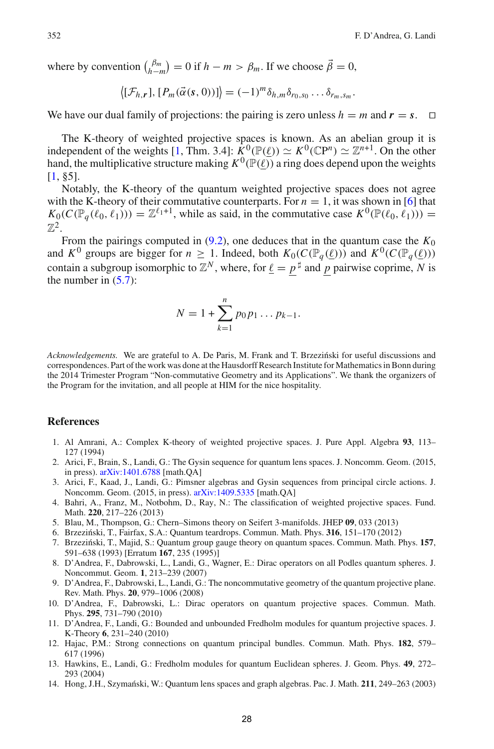where by convention $\binom{\beta_m}{h-m} = 0$ if $h - m > \beta_m$. If we choose $\vec{\beta} = 0$,

$$\langle [\mathcal{F}_{h,\boldsymbol{r}}], [P_m(\vec{\alpha}(\boldsymbol{s}, 0))] \rangle = (-1)^m \delta_{h,m} \delta_{r_0,s_0} \dots \delta_{r_m,s_m}.$$

We have our dual family of projections: the pairing is zero unless $h = m$ and $\boldsymbol{r} = \boldsymbol{s}$. $\square$

The K-theory of weighted projective spaces is known. As an abelian group it is independent of the weights [1, Thm. 3.4]: $K^0(\mathbb{P}(\underline{\ell})) \simeq K^0(\mathbb{C}\mathrm{P}^n) \simeq \mathbb{Z}^{n+1}$. On the other hand, the multiplicative structure making $K^0(\mathbb{P}(\underline{\ell}))$ a ring does depend upon the weights [1, §5].

Notably, the K-theory of the quantum weighted projective spaces does not agree with the K-theory of their commutative counterparts. For $n = 1$, it was shown in [6] that $K_0(C(\mathbb{P}_q(\ell_0, \ell_1))) = \mathbb{Z}^{\ell_1+1}$, while as said, in the commutative case $K^0(\mathbb{P}(\ell_0, \ell_1))) = \mathbb{Z}^2$.

From the pairings computed in (9.2), one deduces that in the quantum case the $K_0$ and $K^0$ groups are bigger for $n \geq 1$. Indeed, both $K_0(C(\mathbb{P}_q(\underline{\ell})))$ and $K^0(C(\mathbb{P}_q(\underline{\ell})))$ contain a subgroup isomorphic to $\mathbb{Z}^N$, where, for $\underline{\ell} = \underline{p}^\sharp$ and $\underline{p}$ pairwise coprime, $N$ is the number in (5.7):

$$N = 1 + \sum_{k=1}^{n} p_0 p_1 \dots p_{k-1}.$$

*Acknowledgements.* We are grateful to A. De Paris, M. Frank and T. Brzeziński for useful discussions and correspondences. Part of the work was done at the Hausdorff Research Institute for Mathematics in Bonn during the 2014 Trimester Program "Non-commutative Geometry and its Applications". We thank the organizers of the Program for the invitation, and all people at HIM for the nice hospitality.

## References

1. Al Amrani, A.: Complex K-theory of weighted projective spaces. J. Pure Appl. Algebra **93**, 113–127 (1994)
2. Arici, F., Brain, S., Landi, G.: The Gysin sequence for quantum lens spaces. J. Noncomm. Geom. (2015, in press). arXiv:1401.6788 [math.QA]
3. Arici, F., Kaad, J., Landi, G.: Pimsner algebras and Gysin sequences from principal circle actions. J. Noncomm. Geom. (2015, in press). arXiv:1409.5335 [math.QA]
4. Bahri, A., Franz, M., Notbohm, D., Ray, N.: The classification of weighted projective spaces. Fund. Math. **220**, 217–226 (2013)
5. Blau, M., Thompson, G.: Chern–Simons theory on Seifert 3-manifolds. JHEP **09**, 033 (2013)
6. Brzeziński, T., Fairfax, S.A.: Quantum teardrops. Commun. Math. Phys. **316**, 151–170 (2012)
7. Brzeziński, T., Majid, S.: Quantum group gauge theory on quantum spaces. Commun. Math. Phys. **157**, 591–638 (1993) [Erratum **167**, 235 (1995)]
8. D'Andrea, F., Dabrowski, L., Landi, G., Wagner, E.: Dirac operators on all Podles quantum spheres. J. Noncommut. Geom. **1**, 213–239 (2007)
9. D'Andrea, F., Dabrowski, L., Landi, G.: The noncommutative geometry of the quantum projective plane. Rev. Math. Phys. **20**, 979–1006 (2008)
10. D'Andrea, F., Dabrowski, L.: Dirac operators on quantum projective spaces. Commun. Math. Phys. **295**, 731–790 (2010)
11. D'Andrea, F., Landi, G.: Bounded and unbounded Fredholm modules for quantum projective spaces. J. K-Theory **6**, 231–240 (2010)
12. Hajac, P.M.: Strong connections on quantum principal bundles. Commun. Math. Phys. **182**, 579–617 (1996)
13. Hawkins, E., Landi, G.: Fredholm modules for quantum Euclidean spheres. J. Geom. Phys. **49**, 272–293 (2004)
14. Hong, J.H., Szymański, W.: Quantum lens spaces and graph algebras. Pac. J. Math. **211**, 249–263 (2003)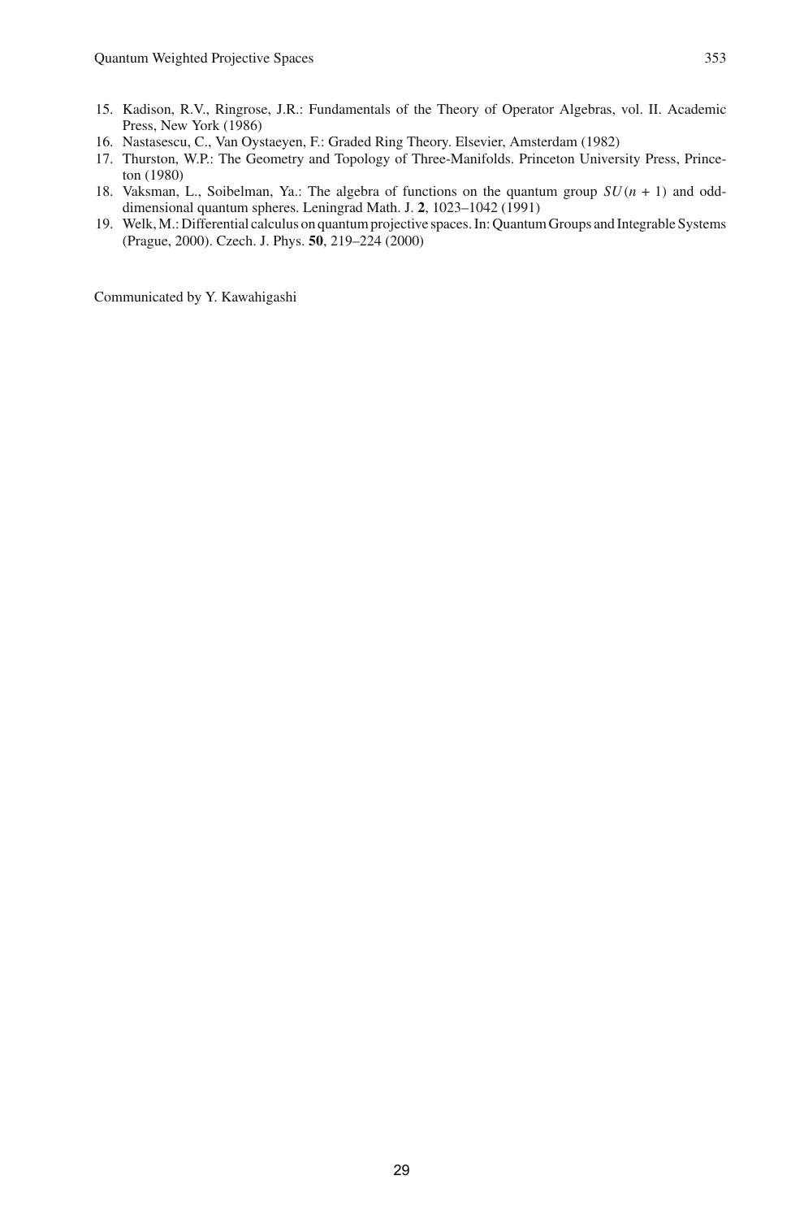15. Kadison, R.V., Ringrose, J.R.: Fundamentals of the Theory of Operator Algebras, vol. II. Academic Press, New York (1986)
16. Nastasescu, C., Van Oystaeyen, F.: Graded Ring Theory. Elsevier, Amsterdam (1982)
17. Thurston, W.P.: The Geometry and Topology of Three-Manifolds. Princeton University Press, Princeton (1980)
18. Vaksman, L., Soibelman, Ya.: The algebra of functions on the quantum group $SU(n+1)$ and odd-dimensional quantum spheres. Leningrad Math. J. **2**, 1023–1042 (1991)
19. Welk, M.: Differential calculus on quantum projective spaces. In: Quantum Groups and Integrable Systems (Prague, 2000). Czech. J. Phys. **50**, 219–224 (2000)

Communicated by Y. Kawahigashi